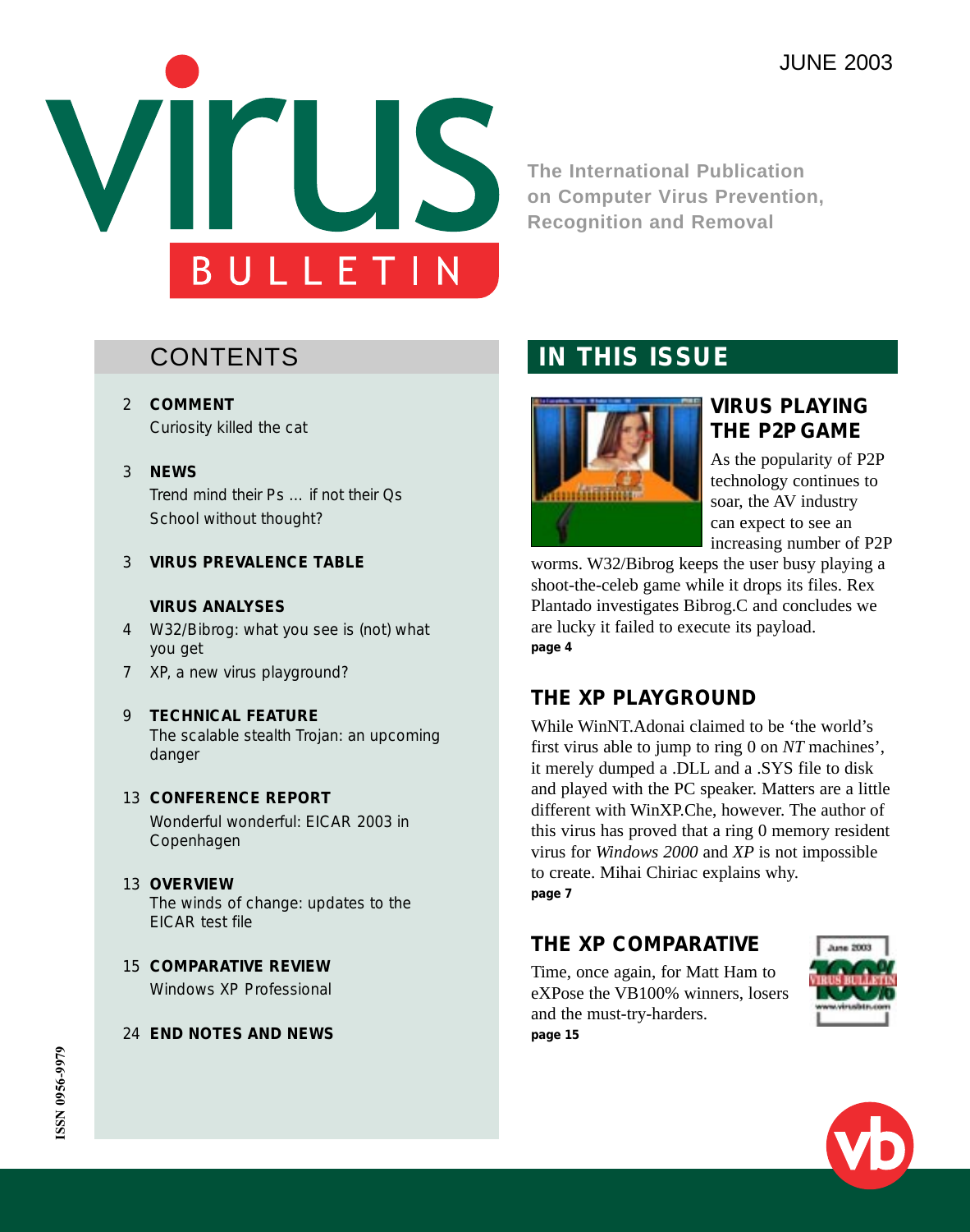JUNE 2003

# Virus Bulletin

The International Publication on Computer Virus Prevention, Recognition and Removal

## CONTENTS

2 **COMMENT**
Curiosity killed the cat

3 **NEWS**
Trend mind their Ps ... if not their Qs
School without thought?

3 **VIRUS PREVALENCE TABLE**

**VIRUS ANALYSES**
4 W32/Bibrog: what you see is (not) what you get
7 XP, a new virus playground?

9 **TECHNICAL FEATURE**
The scalable stealth Trojan: an upcoming danger

13 **CONFERENCE REPORT**
Wonderful wonderful: EICAR 2003 in Copenhagen

13 **OVERVIEW**
The winds of change: updates to the EICAR test file

15 **COMPARATIVE REVIEW**
Windows XP Professional

24 **END NOTES AND NEWS**

## IN THIS ISSUE

### VIRUS PLAYING THE P2P GAME

As the popularity of P2P technology continues to soar, the AV industry can expect to see an increasing number of P2P worms. W32/Bibrog keeps the user busy playing a shoot-the-celeb game while it drops its files. Rex Plantado investigates Bibrog.C and concludes we are lucky it failed to execute its payload.
**page 4**

### THE XP PLAYGROUND

While WinNT.Adonai claimed to be 'the world's first virus able to jump to ring 0 on *NT* machines', it merely dumped a .DLL and a .SYS file to disk and played with the PC speaker. Matters are a little different with WinXP.Che, however. The author of this virus has proved that a ring 0 memory resident virus for *Windows 2000* and *XP* is not impossible to create. Mihai Chiriac explains why.
**page 7**

### THE XP COMPARATIVE

Time, once again, for Matt Ham to eXPose the VB100% winners, losers and the must-try-harders.
**page 15**

ISSN 0956-9979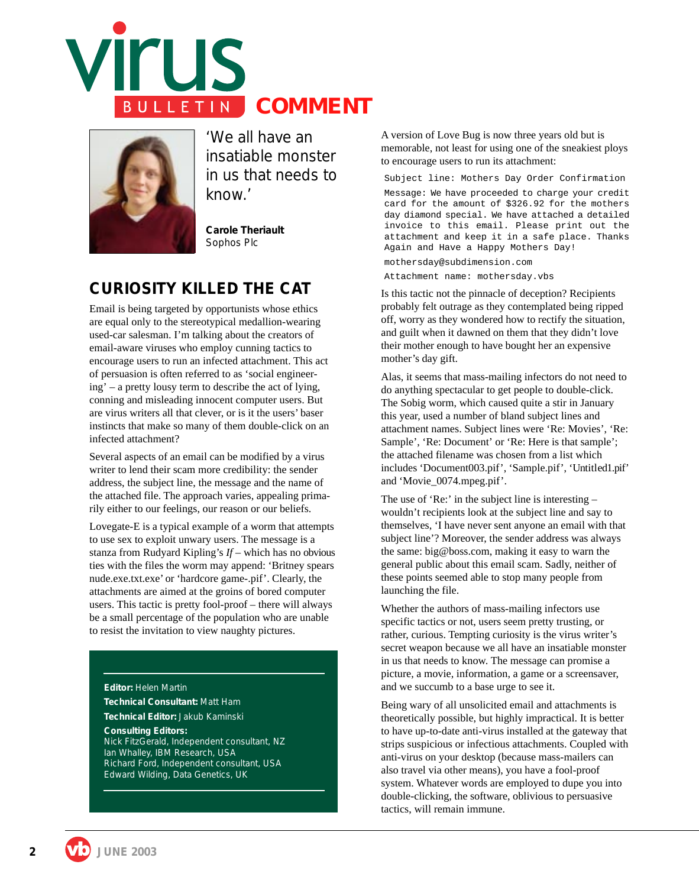# COMMENT

'We all have an insatiable monster in us that needs to know.'

**Carole Theriault**
Sophos Plc

## CURIOSITY KILLED THE CAT

Email is being targeted by opportunists whose ethics are equal only to the stereotypical medallion-wearing used-car salesman. I'm talking about the creators of email-aware viruses who employ cunning tactics to encourage users to run an infected attachment. This act of persuasion is often referred to as 'social engineering' – a pretty lousy term to describe the act of lying, conning and misleading innocent computer users. But are virus writers all that clever, or is it the users' baser instincts that make so many of them double-click on an infected attachment?

Several aspects of an email can be modified by a virus writer to lend their scam more credibility: the sender address, the subject line, the message and the name of the attached file. The approach varies, appealing primarily either to our feelings, our reason or our beliefs.

Lovegate-E is a typical example of a worm that attempts to use sex to exploit unwary users. The message is a stanza from Rudyard Kipling's *If* – which has no obvious ties with the files the worm may append: 'Britney spears nude.exe.txt.exe' or 'hardcore game-.pif'. Clearly, the attachments are aimed at the groins of bored computer users. This tactic is pretty fool-proof – there will always be a small percentage of the population who are unable to resist the invitation to view naughty pictures.

A version of Love Bug is now three years old but is memorable, not least for using one of the sneakiest ploys to encourage users to run its attachment:

```
Subject line: Mothers Day Order Confirmation

Message: We have proceeded to charge your credit card for the amount of $326.92 for the mothers day diamond special. We have attached a detailed invoice to this email. Please print out the attachment and keep it in a safe place. Thanks Again and Have a Happy Mothers Day!

mothersday@subdimension.com

Attachment name: mothersday.vbs
```

Is this tactic not the pinnacle of deception? Recipients probably felt outrage as they contemplated being ripped off, worry as they wondered how to rectify the situation, and guilt when it dawned on them that they didn't love their mother enough to have bought her an expensive mother's day gift.

Alas, it seems that mass-mailing infectors do not need to do anything spectacular to get people to double-click. The Sobig worm, which caused quite a stir in January this year, used a number of bland subject lines and attachment names. Subject lines were 'Re: Movies', 'Re: Sample', 'Re: Document' or 'Re: Here is that sample'; the attached filename was chosen from a list which includes 'Document003.pif', 'Sample.pif', 'Untitled1.pif' and 'Movie_0074.mpeg.pif'.

The use of 'Re:' in the subject line is interesting – wouldn't recipients look at the subject line and say to themselves, 'I have never sent anyone an email with that subject line'? Moreover, the sender address was always the same: big@boss.com, making it easy to warn the general public about this email scam. Sadly, neither of these points seemed able to stop many people from launching the file.

Whether the authors of mass-mailing infectors use specific tactics or not, users seem pretty trusting, or rather, curious. Tempting curiosity is the virus writer's secret weapon because we all have an insatiable monster in us that needs to know. The message can promise a picture, a movie, information, a game or a screensaver, and we succumb to a base urge to see it.

Being wary of all unsolicited email and attachments is theoretically possible, but highly impractical. It is better to have up-to-date anti-virus installed at the gateway that strips suspicious or infectious attachments. Coupled with anti-virus on your desktop (because mass-mailers can also travel via other means), you have a fool-proof system. Whatever words are employed to dupe you into double-clicking, the software, oblivious to persuasive tactics, will remain immune.

---

**Editor:** Helen Martin
**Technical Consultant:** Matt Ham
**Technical Editor:** Jakub Kaminski
**Consulting Editors:**
Nick FitzGerald, Independent consultant, NZ
Ian Whalley, IBM Research, USA
Richard Ford, Independent consultant, USA
Edward Wilding, Data Genetics, UK

---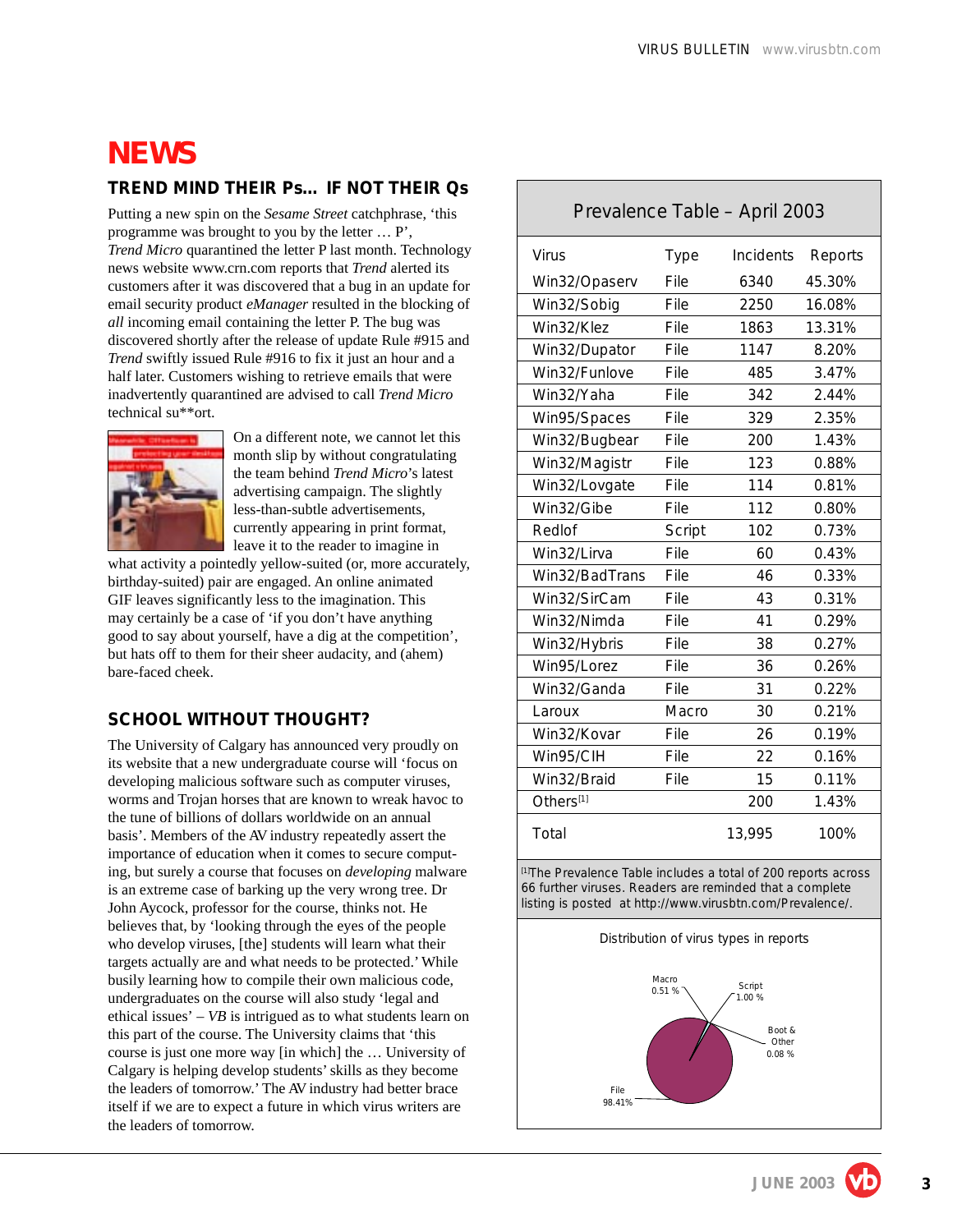# NEWS

## TREND MIND THEIR Ps... IF NOT THEIR Qs

Putting a new spin on the *Sesame Street* catchphrase, 'this programme was brought to you by the letter … P', *Trend Micro* quarantined the letter P last month. Technology news website www.crn.com reports that *Trend* alerted its customers after it was discovered that a bug in an update for email security product *eManager* resulted in the blocking of *all* incoming email containing the letter P. The bug was discovered shortly after the release of update Rule #915 and *Trend* swiftly issued Rule #916 to fix it just an hour and a half later. Customers wishing to retrieve emails that were inadvertently quarantined are advised to call *Trend Micro* technical su**ort.

On a different note, we cannot let this month slip by without congratulating the team behind *Trend Micro*'s latest advertising campaign. The slightly less-than-subtle advertisements, currently appearing in print format, leave it to the reader to imagine in what activity a pointedly yellow-suited (or, more accurately, birthday-suited) pair are engaged. An online animated GIF leaves significantly less to the imagination. This may certainly be a case of 'if you don't have anything good to say about yourself, have a dig at the competition', but hats off to them for their sheer audacity, and (ahem) bare-faced cheek.

## SCHOOL WITHOUT THOUGHT?

The University of Calgary has announced very proudly on its website that a new undergraduate course will 'focus on developing malicious software such as computer viruses, worms and Trojan horses that are known to wreak havoc to the tune of billions of dollars worldwide on an annual basis'. Members of the AV industry repeatedly assert the importance of education when it comes to secure computing, but surely a course that focuses on *developing* malware is an extreme case of barking up the very wrong tree. Dr John Aycock, professor for the course, thinks not. He believes that, by 'looking through the eyes of the people who develop viruses, [the] students will learn what their targets actually are and what needs to be protected.' While busily learning how to compile their own malicious code, undergraduates on the course will also study 'legal and ethical issues' – *VB* is intrigued as to what students learn on this part of the course. The University claims that 'this course is just one more way [in which] the … University of Calgary is helping develop students' skills as they become the leaders of tomorrow.' The AV industry had better brace itself if we are to expect a future in which virus writers are the leaders of tomorrow.

### Prevalence Table – April 2003

| Virus | Type | Incidents | Reports |
|---|---|---|---|
| Win32/Opaserv | File | 6340 | 45.30% |
| Win32/Sobig | File | 2250 | 16.08% |
| Win32/Klez | File | 1863 | 13.31% |
| Win32/Dupator | File | 1147 | 8.20% |
| Win32/Funlove | File | 485 | 3.47% |
| Win32/Yaha | File | 342 | 2.44% |
| Win95/Spaces | File | 329 | 2.35% |
| Win32/Bugbear | File | 200 | 1.43% |
| Win32/Magistr | File | 123 | 0.88% |
| Win32/Lovgate | File | 114 | 0.81% |
| Win32/Gibe | File | 112 | 0.80% |
| Redlof | Script | 102 | 0.73% |
| Win32/Lirva | File | 60 | 0.43% |
| Win32/BadTrans | File | 46 | 0.33% |
| Win32/SirCam | File | 43 | 0.31% |
| Win32/Nimda | File | 41 | 0.29% |
| Win32/Hybris | File | 38 | 0.27% |
| Win95/Lorez | File | 36 | 0.26% |
| Win32/Ganda | File | 31 | 0.22% |
| Laroux | Macro | 30 | 0.21% |
| Win32/Kovar | File | 26 | 0.19% |
| Win95/CIH | File | 22 | 0.16% |
| Win32/Braid | File | 15 | 0.11% |
| Others[1] | | 200 | 1.43% |
| Total | | 13,995 | 100% |

[1]The Prevalence Table includes a total of 200 reports across 66 further viruses. Readers are reminded that a complete listing is posted at http://www.virusbtn.com/Prevalence/.

Distribution of virus types in reports

Macro 0.51 %
Script 1.00 %
Boot & Other 0.08 %
File 98.41%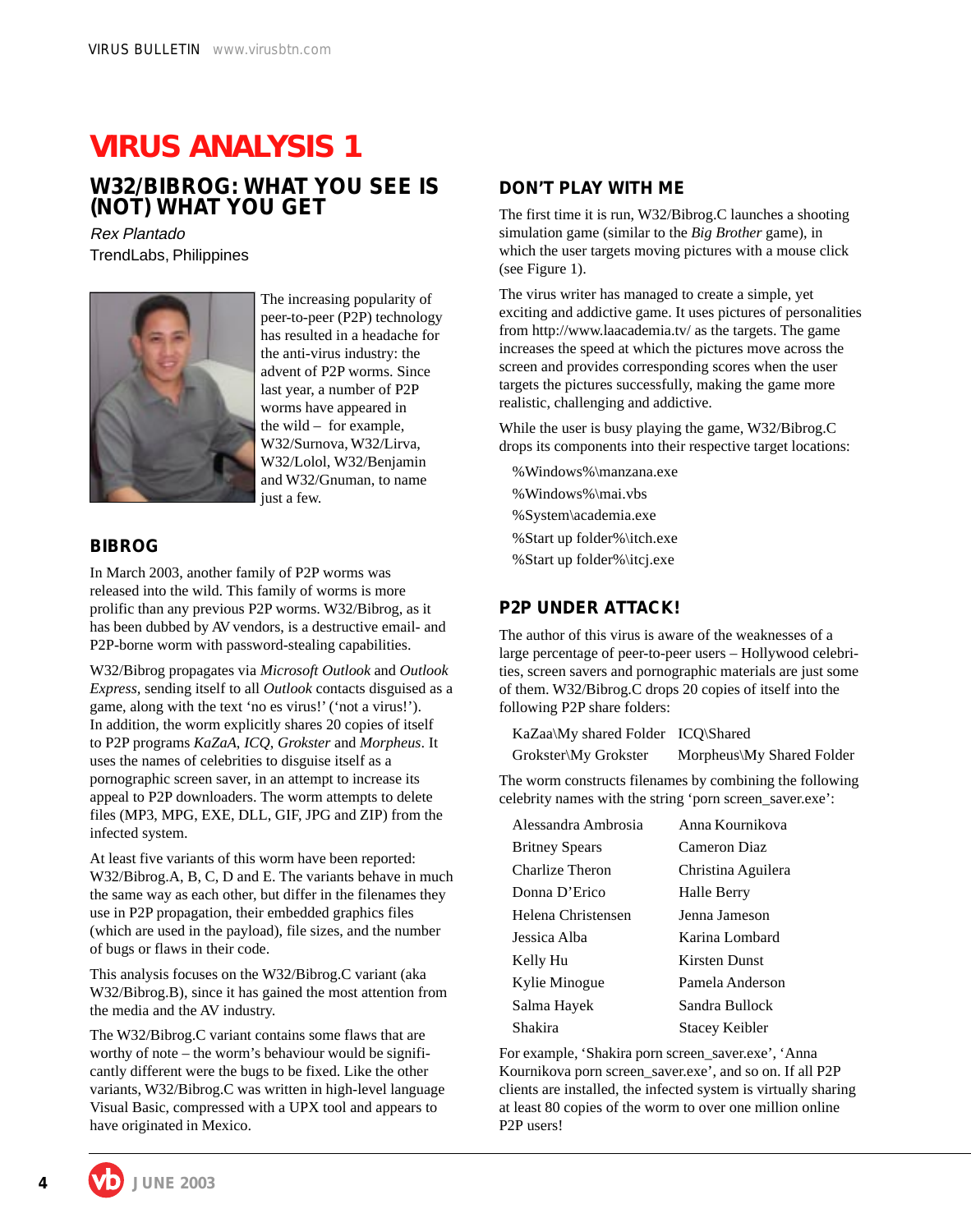# VIRUS ANALYSIS 1

## W32/BIBROG: WHAT YOU SEE IS (NOT) WHAT YOU GET

*Rex Plantado*
TrendLabs, Philippines

The increasing popularity of peer-to-peer (P2P) technology has resulted in a headache for the anti-virus industry: the advent of P2P worms. Since last year, a number of P2P worms have appeared in the wild – for example, W32/Surnova, W32/Lirva, W32/Lolol, W32/Benjamin and W32/Gnuman, to name just a few.

### BIBROG

In March 2003, another family of P2P worms was released into the wild. This family of worms is more prolific than any previous P2P worms. W32/Bibrog, as it has been dubbed by AV vendors, is a destructive email- and P2P-borne worm with password-stealing capabilities.

W32/Bibrog propagates via *Microsoft Outlook* and *Outlook Express*, sending itself to all *Outlook* contacts disguised as a game, along with the text 'no es virus!' ('not a virus!'). In addition, the worm explicitly shares 20 copies of itself to P2P programs *KaZaA*, *ICQ*, *Grokster* and *Morpheus*. It uses the names of celebrities to disguise itself as a pornographic screen saver, in an attempt to increase its appeal to P2P downloaders. The worm attempts to delete files (MP3, MPG, EXE, DLL, GIF, JPG and ZIP) from the infected system.

At least five variants of this worm have been reported: W32/Bibrog.A, B, C, D and E. The variants behave in much the same way as each other, but differ in the filenames they use in P2P propagation, their embedded graphics files (which are used in the payload), file sizes, and the number of bugs or flaws in their code.

This analysis focuses on the W32/Bibrog.C variant (aka W32/Bibrog.B), since it has gained the most attention from the media and the AV industry.

The W32/Bibrog.C variant contains some flaws that are worthy of note – the worm's behaviour would be significantly different were the bugs to be fixed. Like the other variants, W32/Bibrog.C was written in high-level language Visual Basic, compressed with a UPX tool and appears to have originated in Mexico.

### DON'T PLAY WITH ME

The first time it is run, W32/Bibrog.C launches a shooting simulation game (similar to the *Big Brother* game), in which the user targets moving pictures with a mouse click (see Figure 1).

The virus writer has managed to create a simple, yet exciting and addictive game. It uses pictures of personalities from http://www.laacademia.tv/ as the targets. The game increases the speed at which the pictures move across the screen and provides corresponding scores when the user targets the pictures successfully, making the game more realistic, challenging and addictive.

While the user is busy playing the game, W32/Bibrog.C drops its components into their respective target locations:

```
%Windows%\manzana.exe
%Windows%\mai.vbs
%System\academia.exe
%Start up folder%\itch.exe
%Start up folder%\itcj.exe
```

### P2P UNDER ATTACK!

The author of this virus is aware of the weaknesses of a large percentage of peer-to-peer users – Hollywood celebrities, screen savers and pornographic materials are just some of them. W32/Bibrog.C drops 20 copies of itself into the following P2P share folders:

| | |
|---|---|
| KaZaa\My shared Folder | ICQ\Shared |
| Grokster\My Grokster | Morpheus\My Shared Folder |

The worm constructs filenames by combining the following celebrity names with the string 'porn screen_saver.exe':

| | |
|---|---|
| Alessandra Ambrosia | Anna Kournikova |
| Britney Spears | Cameron Diaz |
| Charlize Theron | Christina Aguilera |
| Donna D'Erico | Halle Berry |
| Helena Christensen | Jenna Jameson |
| Jessica Alba | Karina Lombard |
| Kelly Hu | Kirsten Dunst |
| Kylie Minogue | Pamela Anderson |
| Salma Hayek | Sandra Bullock |
| Shakira | Stacey Keibler |

For example, 'Shakira porn screen_saver.exe', 'Anna Kournikova porn screen_saver.exe', and so on. If all P2P clients are installed, the infected system is virtually sharing at least 80 copies of the worm to over one million online P2P users!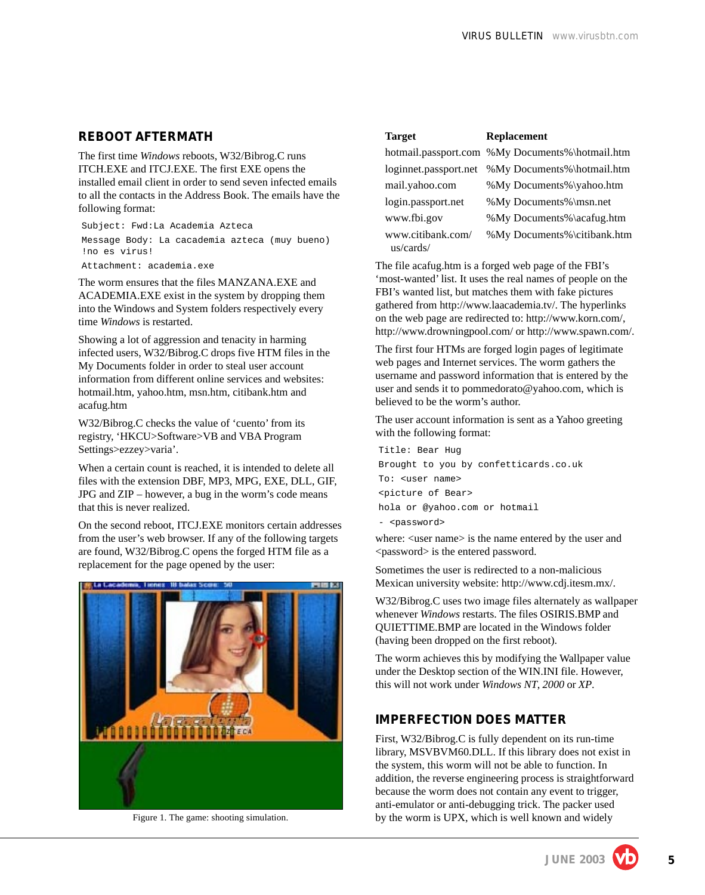## REBOOT AFTERMATH

The first time *Windows* reboots, W32/Bibrog.C runs ITCH.EXE and ITCJ.EXE. The first EXE opens the installed email client in order to send seven infected emails to all the contacts in the Address Book. The emails have the following format:

```
Subject: Fwd:La Academia Azteca
Message Body: La cacademia azteca (muy bueno)
!no es virus!
Attachment: academia.exe
```

The worm ensures that the files MANZANA.EXE and ACADEMIA.EXE exist in the system by dropping them into the Windows and System folders respectively every time *Windows* is restarted.

Showing a lot of aggression and tenacity in harming infected users, W32/Bibrog.C drops five HTM files in the My Documents folder in order to steal user account information from different online services and websites: hotmail.htm, yahoo.htm, msn.htm, citibank.htm and acafug.htm

W32/Bibrog.C checks the value of 'cuento' from its registry, 'HKCU>Software>VB and VBA Program Settings>ezzey>varia'.

When a certain count is reached, it is intended to delete all files with the extension DBF, MP3, MPG, EXE, DLL, GIF, JPG and ZIP – however, a bug in the worm's code means that this is never realized.

On the second reboot, ITCJ.EXE monitors certain addresses from the user's web browser. If any of the following targets are found, W32/Bibrog.C opens the forged HTM file as a replacement for the page opened by the user:

Figure 1. The game: shooting simulation.

| Target | Replacement |
|---|---|
| hotmail.passport.com | %My Documents%\hotmail.htm |
| loginnet.passport.net | %My Documents%\hotmail.htm |
| mail.yahoo.com | %My Documents%\yahoo.htm |
| login.passport.net | %My Documents%\msn.net |
| www.fbi.gov | %My Documents%\acafug.htm |
| www.citibank.com/us/cards/ | %My Documents%\citibank.htm |

The file acafug.htm is a forged web page of the FBI's 'most-wanted' list. It uses the real names of people on the FBI's wanted list, but matches them with fake pictures gathered from http://www.laacademia.tv/. The hyperlinks on the web page are redirected to: http://www.korn.com/, http://www.drowningpool.com/ or http://www.spawn.com/.

The first four HTMs are forged login pages of legitimate web pages and Internet services. The worm gathers the username and password information that is entered by the user and sends it to pommedorato@yahoo.com, which is believed to be the worm's author.

The user account information is sent as a Yahoo greeting with the following format:

```
Title: Bear Hug
Brought to you by confetticards.co.uk
To: <user name>
<picture of Bear>
hola or @yahoo.com or hotmail
- <password>
```

where: <user name> is the name entered by the user and <password> is the entered password.

Sometimes the user is redirected to a non-malicious Mexican university website: http://www.cdj.itesm.mx/.

W32/Bibrog.C uses two image files alternately as wallpaper whenever *Windows* restarts. The files OSIRIS.BMP and QUIETTIME.BMP are located in the Windows folder (having been dropped on the first reboot).

The worm achieves this by modifying the Wallpaper value under the Desktop section of the WIN.INI file. However, this will not work under *Windows NT*, *2000* or *XP*.

## IMPERFECTION DOES MATTER

First, W32/Bibrog.C is fully dependent on its run-time library, MSVBVM60.DLL. If this library does not exist in the system, this worm will not be able to function. In addition, the reverse engineering process is straightforward because the worm does not contain any event to trigger, anti-emulator or anti-debugging trick. The packer used by the worm is UPX, which is well known and widely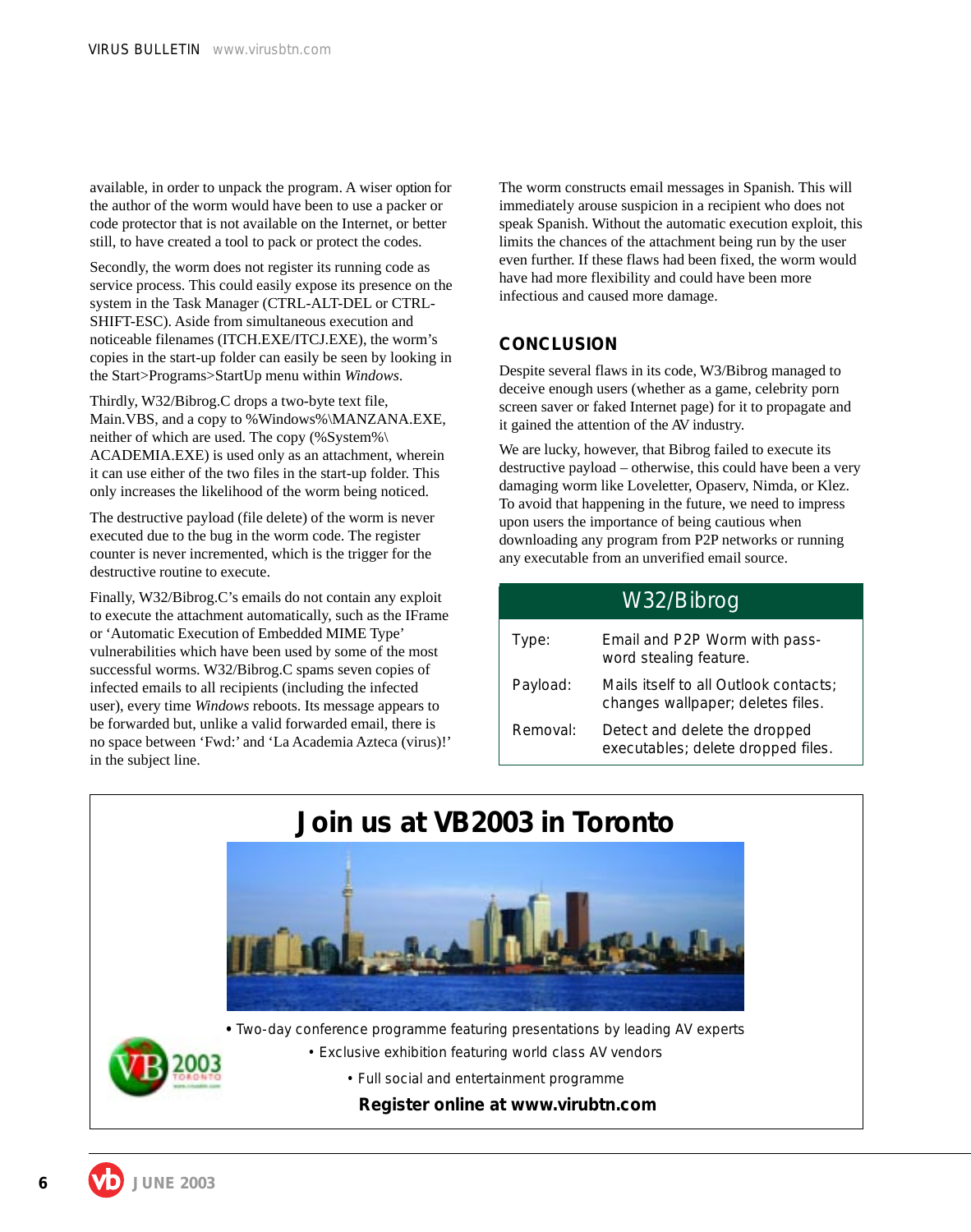available, in order to unpack the program. A wiser option for the author of the worm would have been to use a packer or code protector that is not available on the Internet, or better still, to have created a tool to pack or protect the codes.

Secondly, the worm does not register its running code as service process. This could easily expose its presence on the system in the Task Manager (CTRL-ALT-DEL or CTRL-SHIFT-ESC). Aside from simultaneous execution and noticeable filenames (ITCH.EXE/ITCJ.EXE), the worm's copies in the start-up folder can easily be seen by looking in the Start>Programs>StartUp menu within *Windows*.

Thirdly, W32/Bibrog.C drops a two-byte text file, Main.VBS, and a copy to %Windows%\MANZANA.EXE, neither of which are used. The copy (%System%\ACADEMIA.EXE) is used only as an attachment, wherein it can use either of the two files in the start-up folder. This only increases the likelihood of the worm being noticed.

The destructive payload (file delete) of the worm is never executed due to the bug in the worm code. The register counter is never incremented, which is the trigger for the destructive routine to execute.

Finally, W32/Bibrog.C's emails do not contain any exploit to execute the attachment automatically, such as the IFrame or 'Automatic Execution of Embedded MIME Type' vulnerabilities which have been used by some of the most successful worms. W32/Bibrog.C spams seven copies of infected emails to all recipients (including the infected user), every time *Windows* reboots. Its message appears to be forwarded but, unlike a valid forwarded email, there is no space between 'Fwd:' and 'La Academia Azteca (virus)!' in the subject line.

The worm constructs email messages in Spanish. This will immediately arouse suspicion in a recipient who does not speak Spanish. Without the automatic execution exploit, this limits the chances of the attachment being run by the user even further. If these flaws had been fixed, the worm would have had more flexibility and could have been more infectious and caused more damage.

## CONCLUSION

Despite several flaws in its code, W3/Bibrog managed to deceive enough users (whether as a game, celebrity porn screen saver or faked Internet page) for it to propagate and it gained the attention of the AV industry.

We are lucky, however, that Bibrog failed to execute its destructive payload – otherwise, this could have been a very damaging worm like Loveletter, Opaserv, Nimda, or Klez. To avoid that happening in the future, we need to impress upon users the importance of being cautious when downloading any program from P2P networks or running any executable from an unverified email source.

| W32/Bibrog | |
|---|---|
| Type: | Email and P2P Worm with password stealing feature. |
| Payload: | Mails itself to all Outlook contacts; changes wallpaper; deletes files. |
| Removal: | Detect and delete the dropped executables; delete dropped files. |

## Join us at VB2003 in Toronto

- Two-day conference programme featuring presentations by leading AV experts
- Exclusive exhibition featuring world class AV vendors
- Full social and entertainment programme

**Register online at www.virubtn.com**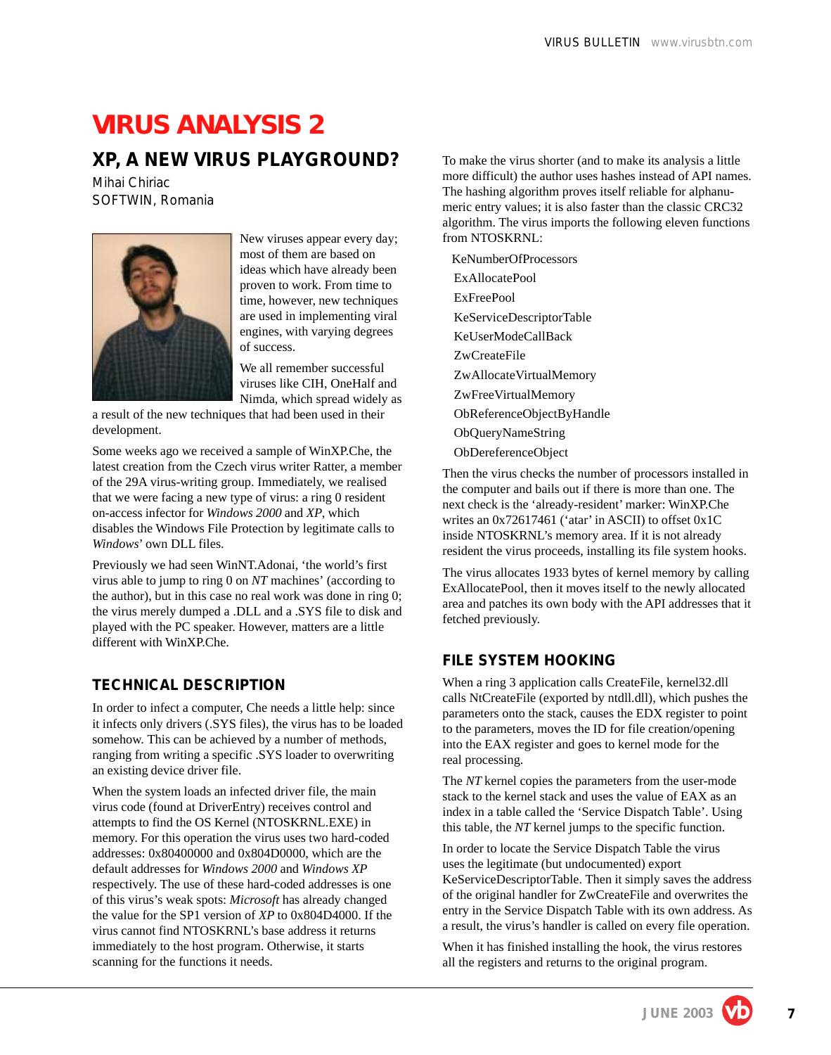# VIRUS ANALYSIS 2

## XP, A NEW VIRUS PLAYGROUND?

Mihai Chiriac
SOFTWIN, Romania

New viruses appear every day; most of them are based on ideas which have already been proven to work. From time to time, however, new techniques are used in implementing viral engines, with varying degrees of success.

We all remember successful viruses like CIH, OneHalf and Nimda, which spread widely as a result of the new techniques that had been used in their development.

Some weeks ago we received a sample of WinXP.Che, the latest creation from the Czech virus writer Ratter, a member of the 29A virus-writing group. Immediately, we realised that we were facing a new type of virus: a ring 0 resident on-access infector for *Windows 2000* and *XP*, which disables the Windows File Protection by legitimate calls to *Windows*' own DLL files.

Previously we had seen WinNT.Adonai, 'the world's first virus able to jump to ring 0 on *NT* machines' (according to the author), but in this case no real work was done in ring 0; the virus merely dumped a .DLL and a .SYS file to disk and played with the PC speaker. However, matters are a little different with WinXP.Che.

### TECHNICAL DESCRIPTION

In order to infect a computer, Che needs a little help: since it infects only drivers (.SYS files), the virus has to be loaded somehow. This can be achieved by a number of methods, ranging from writing a specific .SYS loader to overwriting an existing device driver file.

When the system loads an infected driver file, the main virus code (found at DriverEntry) receives control and attempts to find the OS Kernel (NTOSKRNL.EXE) in memory. For this operation the virus uses two hard-coded addresses: 0x80400000 and 0x804D0000, which are the default addresses for *Windows 2000* and *Windows XP* respectively. The use of these hard-coded addresses is one of this virus's weak spots: *Microsoft* has already changed the value for the SP1 version of *XP* to 0x804D4000. If the virus cannot find NTOSKRNL's base address it returns immediately to the host program. Otherwise, it starts scanning for the functions it needs.

To make the virus shorter (and to make its analysis a little more difficult) the author uses hashes instead of API names. The hashing algorithm proves itself reliable for alphanumeric entry values; it is also faster than the classic CRC32 algorithm. The virus imports the following eleven functions from NTOSKRNL:

- KeNumberOfProcessors
- ExAllocatePool
- ExFreePool
- KeServiceDescriptorTable
- KeUserModeCallBack
- ZwCreateFile
- ZwAllocateVirtualMemory
- ZwFreeVirtualMemory
- ObReferenceObjectByHandle
- ObQueryNameString
- ObDereferenceObject

Then the virus checks the number of processors installed in the computer and bails out if there is more than one. The next check is the 'already-resident' marker: WinXP.Che writes an 0x72617461 ('atar' in ASCII) to offset 0x1C inside NTOSKRNL's memory area. If it is not already resident the virus proceeds, installing its file system hooks.

The virus allocates 1933 bytes of kernel memory by calling ExAllocatePool, then it moves itself to the newly allocated area and patches its own body with the API addresses that it fetched previously.

### FILE SYSTEM HOOKING

When a ring 3 application calls CreateFile, kernel32.dll calls NtCreateFile (exported by ntdll.dll), which pushes the parameters onto the stack, causes the EDX register to point to the parameters, moves the ID for file creation/opening into the EAX register and goes to kernel mode for the real processing.

The *NT* kernel copies the parameters from the user-mode stack to the kernel stack and uses the value of EAX as an index in a table called the 'Service Dispatch Table'. Using this table, the *NT* kernel jumps to the specific function.

In order to locate the Service Dispatch Table the virus uses the legitimate (but undocumented) export KeServiceDescriptorTable. Then it simply saves the address of the original handler for ZwCreateFile and overwrites the entry in the Service Dispatch Table with its own address. As a result, the virus's handler is called on every file operation.

When it has finished installing the hook, the virus restores all the registers and returns to the original program.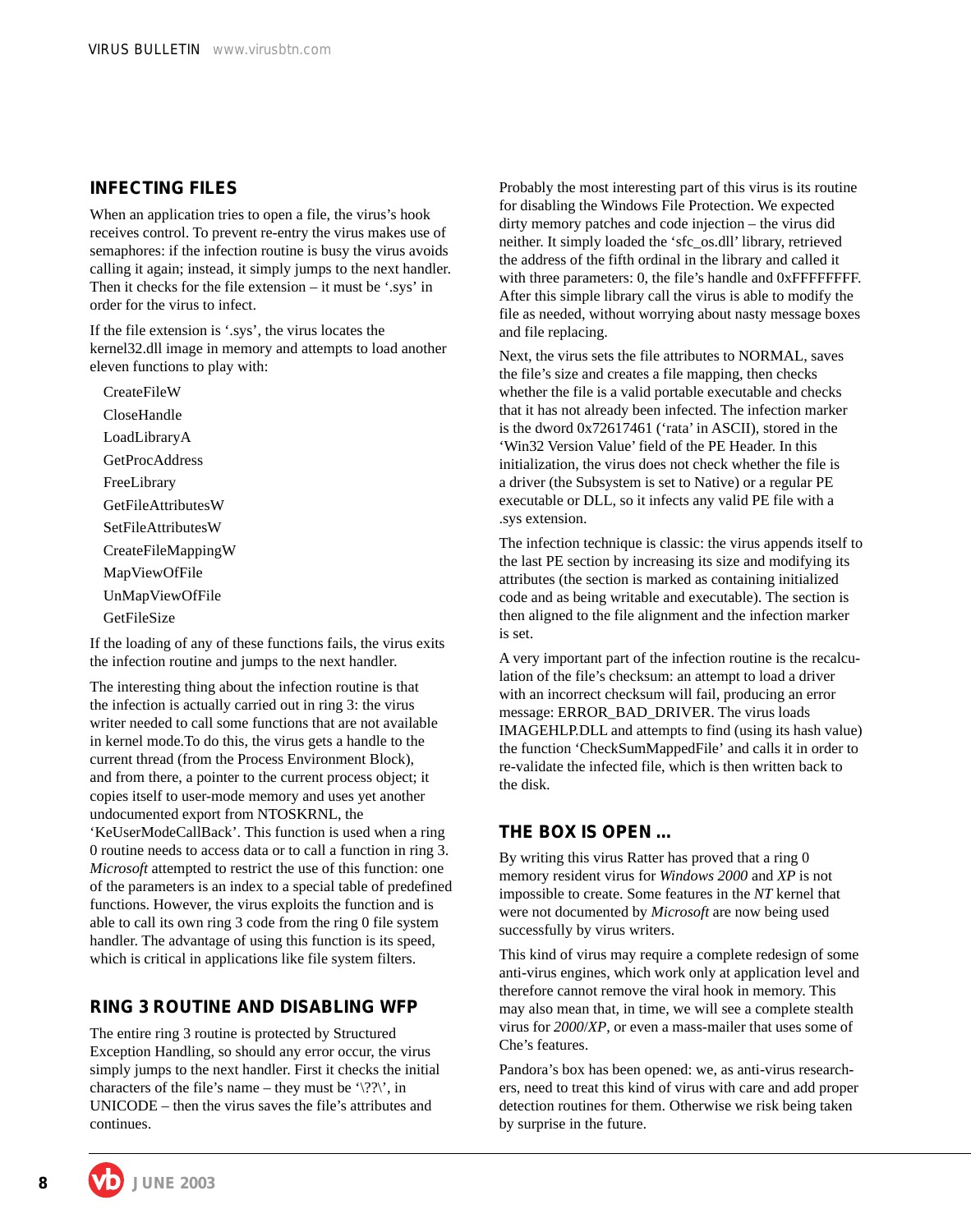## INFECTING FILES

When an application tries to open a file, the virus's hook receives control. To prevent re-entry the virus makes use of semaphores: if the infection routine is busy the virus avoids calling it again; instead, it simply jumps to the next handler. Then it checks for the file extension – it must be '.sys' in order for the virus to infect.

If the file extension is '.sys', the virus locates the kernel32.dll image in memory and attempts to load another eleven functions to play with:

CreateFileW
CloseHandle
LoadLibraryA
GetProcAddress
FreeLibrary
GetFileAttributesW
SetFileAttributesW
CreateFileMappingW
MapViewOfFile
UnMapViewOfFile
GetFileSize

If the loading of any of these functions fails, the virus exits the infection routine and jumps to the next handler.

The interesting thing about the infection routine is that the infection is actually carried out in ring 3: the virus writer needed to call some functions that are not available in kernel mode.To do this, the virus gets a handle to the current thread (from the Process Environment Block), and from there, a pointer to the current process object; it copies itself to user-mode memory and uses yet another undocumented export from NTOSKRNL, the 'KeUserModeCallBack'. This function is used when a ring 0 routine needs to access data or to call a function in ring 3. *Microsoft* attempted to restrict the use of this function: one of the parameters is an index to a special table of predefined functions. However, the virus exploits the function and is able to call its own ring 3 code from the ring 0 file system handler. The advantage of using this function is its speed, which is critical in applications like file system filters.

## RING 3 ROUTINE AND DISABLING WFP

The entire ring 3 routine is protected by Structured Exception Handling, so should any error occur, the virus simply jumps to the next handler. First it checks the initial characters of the file's name – they must be '\??\', in UNICODE – then the virus saves the file's attributes and continues.

Probably the most interesting part of this virus is its routine for disabling the Windows File Protection. We expected dirty memory patches and code injection – the virus did neither. It simply loaded the 'sfc_os.dll' library, retrieved the address of the fifth ordinal in the library and called it with three parameters: 0, the file's handle and 0xFFFFFFFF. After this simple library call the virus is able to modify the file as needed, without worrying about nasty message boxes and file replacing.

Next, the virus sets the file attributes to NORMAL, saves the file's size and creates a file mapping, then checks whether the file is a valid portable executable and checks that it has not already been infected. The infection marker is the dword 0x72617461 ('rata' in ASCII), stored in the 'Win32 Version Value' field of the PE Header. In this initialization, the virus does not check whether the file is a driver (the Subsystem is set to Native) or a regular PE executable or DLL, so it infects any valid PE file with a .sys extension.

The infection technique is classic: the virus appends itself to the last PE section by increasing its size and modifying its attributes (the section is marked as containing initialized code and as being writable and executable). The section is then aligned to the file alignment and the infection marker is set.

A very important part of the infection routine is the recalculation of the file's checksum: an attempt to load a driver with an incorrect checksum will fail, producing an error message: ERROR_BAD_DRIVER. The virus loads IMAGEHLP.DLL and attempts to find (using its hash value) the function 'CheckSumMappedFile' and calls it in order to re-validate the infected file, which is then written back to the disk.

## THE BOX IS OPEN ...

By writing this virus Ratter has proved that a ring 0 memory resident virus for *Windows 2000* and *XP* is not impossible to create. Some features in the *NT* kernel that were not documented by *Microsoft* are now being used successfully by virus writers.

This kind of virus may require a complete redesign of some anti-virus engines, which work only at application level and therefore cannot remove the viral hook in memory. This may also mean that, in time, we will see a complete stealth virus for *2000*/*XP*, or even a mass-mailer that uses some of Che's features.

Pandora's box has been opened: we, as anti-virus researchers, need to treat this kind of virus with care and add proper detection routines for them. Otherwise we risk being taken by surprise in the future.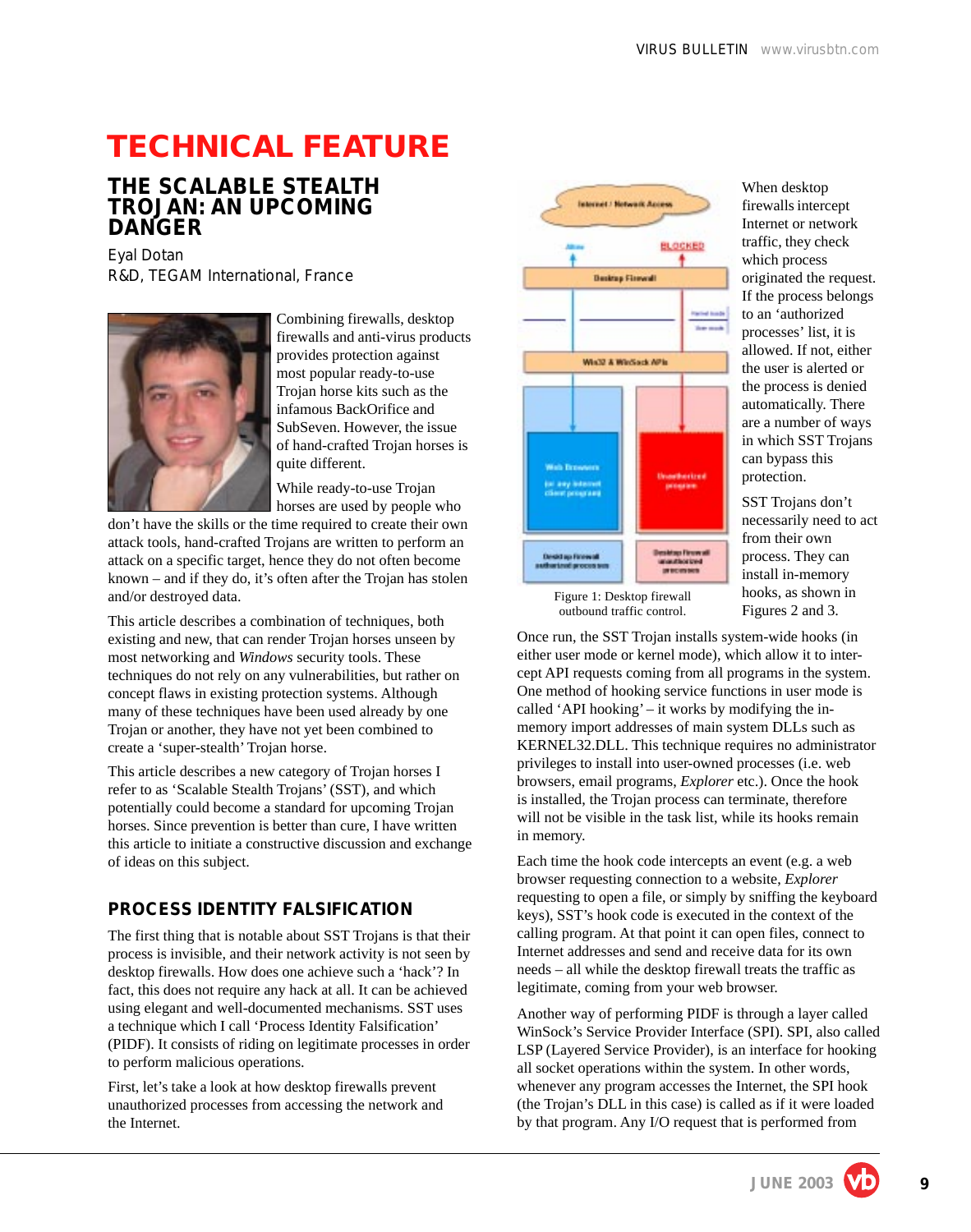# TECHNICAL FEATURE

## THE SCALABLE STEALTH TROJAN: AN UPCOMING DANGER

Eyal Dotan
R&D, TEGAM International, France

Combining firewalls, desktop firewalls and anti-virus products provides protection against most popular ready-to-use Trojan horse kits such as the infamous BackOrifice and SubSeven. However, the issue of hand-crafted Trojan horses is quite different.

While ready-to-use Trojan horses are used by people who don't have the skills or the time required to create their own attack tools, hand-crafted Trojans are written to perform an attack on a specific target, hence they do not often become known – and if they do, it's often after the Trojan has stolen and/or destroyed data.

This article describes a combination of techniques, both existing and new, that can render Trojan horses unseen by most networking and *Windows* security tools. These techniques do not rely on any vulnerabilities, but rather on concept flaws in existing protection systems. Although many of these techniques have been used already by one Trojan or another, they have not yet been combined to create a 'super-stealth' Trojan horse.

This article describes a new category of Trojan horses I refer to as 'Scalable Stealth Trojans' (SST), and which potentially could become a standard for upcoming Trojan horses. Since prevention is better than cure, I have written this article to initiate a constructive discussion and exchange of ideas on this subject.

### PROCESS IDENTITY FALSIFICATION

The first thing that is notable about SST Trojans is that their process is invisible, and their network activity is not seen by desktop firewalls. How does one achieve such a 'hack'? In fact, this does not require any hack at all. It can be achieved using elegant and well-documented mechanisms. SST uses a technique which I call 'Process Identity Falsification' (PIDF). It consists of riding on legitimate processes in order to perform malicious operations.

First, let's take a look at how desktop firewalls prevent unauthorized processes from accessing the network and the Internet.

Figure 1: Desktop firewall outbound traffic control.

When desktop firewalls intercept Internet or network traffic, they check which process originated the request. If the process belongs to an 'authorized processes' list, it is allowed. If not, either the user is alerted or the process is denied automatically. There are a number of ways in which SST Trojans can bypass this protection.

SST Trojans don't necessarily need to act from their own process. They can install in-memory hooks, as shown in Figures 2 and 3.

Once run, the SST Trojan installs system-wide hooks (in either user mode or kernel mode), which allow it to intercept API requests coming from all programs in the system. One method of hooking service functions in user mode is called 'API hooking' – it works by modifying the in-memory import addresses of main system DLLs such as KERNEL32.DLL. This technique requires no administrator privileges to install into user-owned processes (i.e. web browsers, email programs, *Explorer* etc.). Once the hook is installed, the Trojan process can terminate, therefore will not be visible in the task list, while its hooks remain in memory.

Each time the hook code intercepts an event (e.g. a web browser requesting connection to a website, *Explorer* requesting to open a file, or simply by sniffing the keyboard keys), SST's hook code is executed in the context of the calling program. At that point it can open files, connect to Internet addresses and send and receive data for its own needs – all while the desktop firewall treats the traffic as legitimate, coming from your web browser.

Another way of performing PIDF is through a layer called WinSock's Service Provider Interface (SPI). SPI, also called LSP (Layered Service Provider), is an interface for hooking all socket operations within the system. In other words, whenever any program accesses the Internet, the SPI hook (the Trojan's DLL in this case) is called as if it were loaded by that program. Any I/O request that is performed from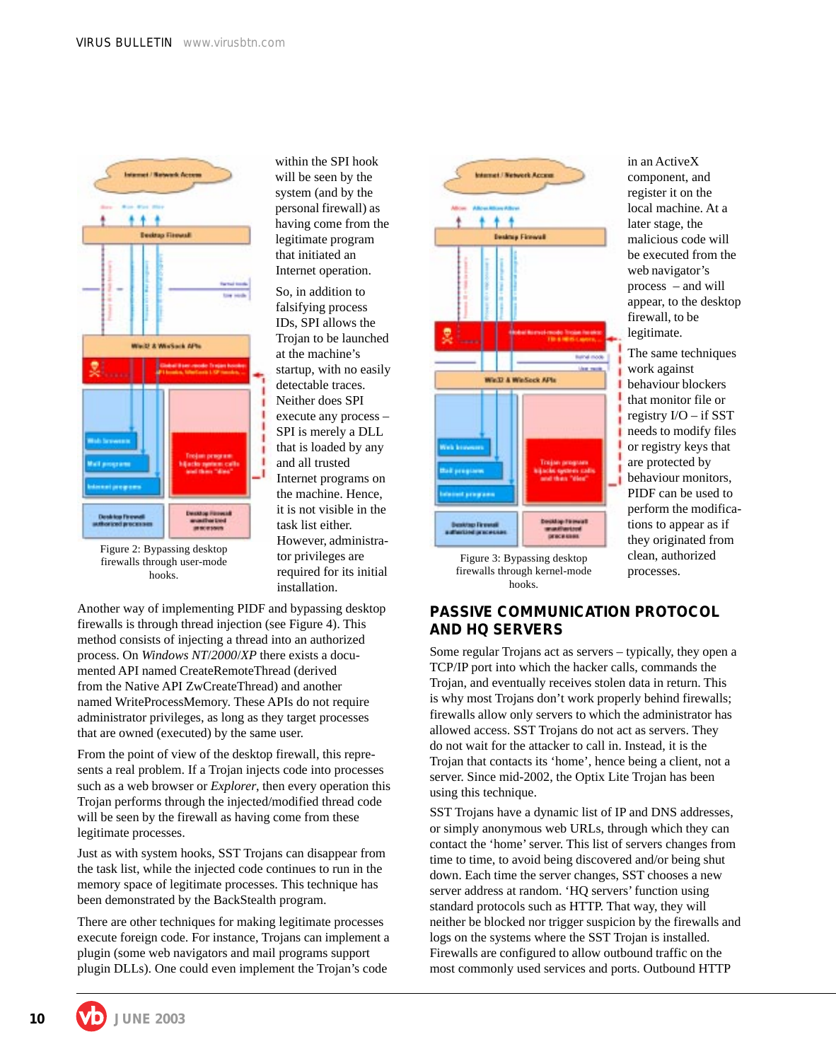within the SPI hook will be seen by the system (and by the personal firewall) as having come from the legitimate program that initiated an Internet operation.

So, in addition to falsifying process IDs, SPI allows the Trojan to be launched at the machine's startup, with no easily detectable traces. Neither does SPI execute any process – SPI is merely a DLL that is loaded by any and all trusted Internet programs on the machine. Hence, it is not visible in the task list either. However, administrator privileges are required for its initial installation.

Figure 2: Bypassing desktop firewalls through user-mode hooks.

Another way of implementing PIDF and bypassing desktop firewalls is through thread injection (see Figure 4). This method consists of injecting a thread into an authorized process. On *Windows NT*/*2000*/*XP* there exists a documented API named CreateRemoteThread (derived from the Native API ZwCreateThread) and another named WriteProcessMemory. These APIs do not require administrator privileges, as long as they target processes that are owned (executed) by the same user.

From the point of view of the desktop firewall, this represents a real problem. If a Trojan injects code into processes such as a web browser or *Explorer*, then every operation this Trojan performs through the injected/modified thread code will be seen by the firewall as having come from these legitimate processes.

Just as with system hooks, SST Trojans can disappear from the task list, while the injected code continues to run in the memory space of legitimate processes. This technique has been demonstrated by the BackStealth program.

There are other techniques for making legitimate processes execute foreign code. For instance, Trojans can implement a plugin (some web navigators and mail programs support plugin DLLs). One could even implement the Trojan's code in an ActiveX component, and register it on the local machine. At a later stage, the malicious code will be executed from the web navigator's process – and will appear, to the desktop firewall, to be legitimate.

Figure 3: Bypassing desktop firewalls through kernel-mode hooks.

The same techniques work against behaviour blockers that monitor file or registry I/O – if SST needs to modify files or registry keys that are protected by behaviour monitors, PIDF can be used to perform the modifications to appear as if they originated from clean, authorized processes.

## PASSIVE COMMUNICATION PROTOCOL AND HQ SERVERS

Some regular Trojans act as servers – typically, they open a TCP/IP port into which the hacker calls, commands the Trojan, and eventually receives stolen data in return. This is why most Trojans don't work properly behind firewalls; firewalls allow only servers to which the administrator has allowed access. SST Trojans do not act as servers. They do not wait for the attacker to call in. Instead, it is the Trojan that contacts its 'home', hence being a client, not a server. Since mid-2002, the Optix Lite Trojan has been using this technique.

SST Trojans have a dynamic list of IP and DNS addresses, or simply anonymous web URLs, through which they can contact the 'home' server. This list of servers changes from time to time, to avoid being discovered and/or being shut down. Each time the server changes, SST chooses a new server address at random. 'HQ servers' function using standard protocols such as HTTP. That way, they will neither be blocked nor trigger suspicion by the firewalls and logs on the systems where the SST Trojan is installed. Firewalls are configured to allow outbound traffic on the most commonly used services and ports. Outbound HTTP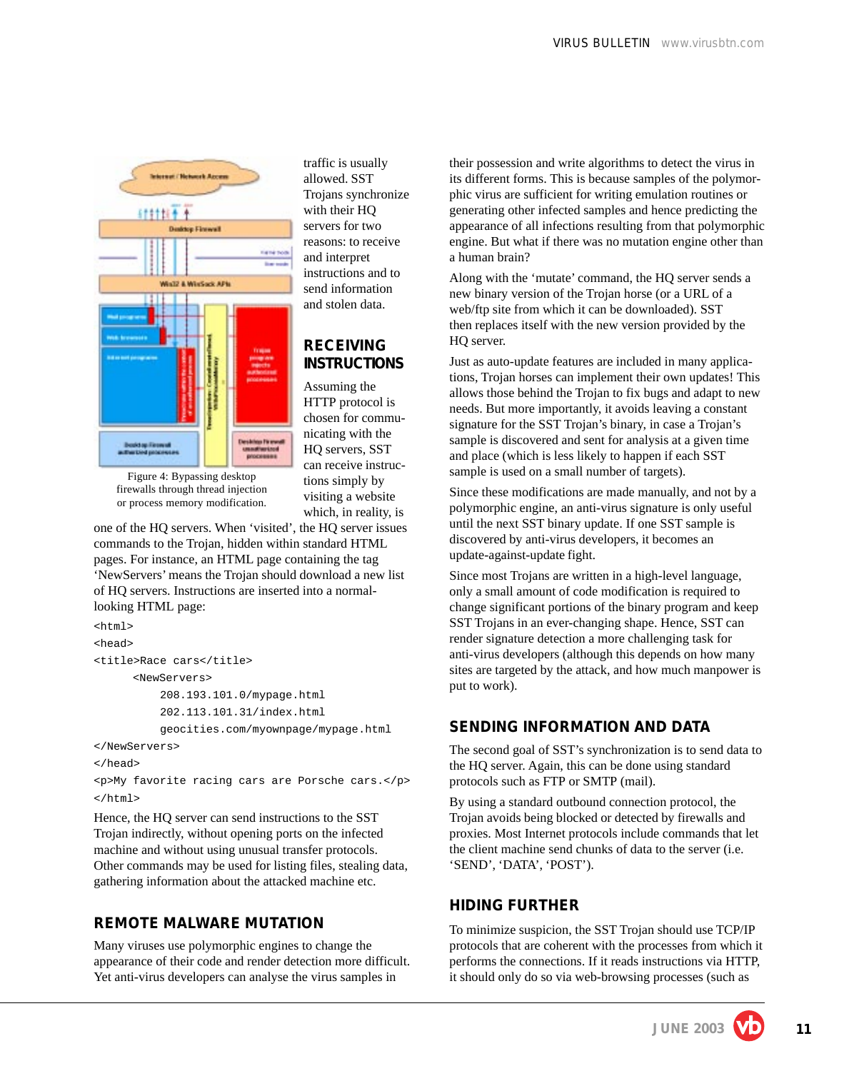traffic is usually allowed. SST Trojans synchronize with their HQ servers for two reasons: to receive and interpret instructions and to send information and stolen data.

Figure 4: Bypassing desktop firewalls through thread injection or process memory modification.

## RECEIVING INSTRUCTIONS

Assuming the HTTP protocol is chosen for communicating with the HQ servers, SST can receive instructions simply by visiting a website which, in reality, is one of the HQ servers. When 'visited', the HQ server issues commands to the Trojan, hidden within standard HTML pages. For instance, an HTML page containing the tag 'NewServers' means the Trojan should download a new list of HQ servers. Instructions are inserted into a normal-looking HTML page:

```
<html>
<head>
<title>Race cars</title>
      <NewServers>
          208.193.101.0/mypage.html
          202.113.101.31/index.html
          geocities.com/myownpage/mypage.html
</NewServers>
</head>
<p>My favorite racing cars are Porsche cars.</p>
</html>
```

Hence, the HQ server can send instructions to the SST Trojan indirectly, without opening ports on the infected machine and without using unusual transfer protocols. Other commands may be used for listing files, stealing data, gathering information about the attacked machine etc.

## REMOTE MALWARE MUTATION

Many viruses use polymorphic engines to change the appearance of their code and render detection more difficult. Yet anti-virus developers can analyse the virus samples in their possession and write algorithms to detect the virus in its different forms. This is because samples of the polymorphic virus are sufficient for writing emulation routines or generating other infected samples and hence predicting the appearance of all infections resulting from that polymorphic engine. But what if there was no mutation engine other than a human brain?

Along with the 'mutate' command, the HQ server sends a new binary version of the Trojan horse (or a URL of a web/ftp site from which it can be downloaded). SST then replaces itself with the new version provided by the HQ server.

Just as auto-update features are included in many applications, Trojan horses can implement their own updates! This allows those behind the Trojan to fix bugs and adapt to new needs. But more importantly, it avoids leaving a constant signature for the SST Trojan's binary, in case a Trojan's sample is discovered and sent for analysis at a given time and place (which is less likely to happen if each SST sample is used on a small number of targets).

Since these modifications are made manually, and not by a polymorphic engine, an anti-virus signature is only useful until the next SST binary update. If one SST sample is discovered by anti-virus developers, it becomes an update-against-update fight.

Since most Trojans are written in a high-level language, only a small amount of code modification is required to change significant portions of the binary program and keep SST Trojans in an ever-changing shape. Hence, SST can render signature detection a more challenging task for anti-virus developers (although this depends on how many sites are targeted by the attack, and how much manpower is put to work).

## SENDING INFORMATION AND DATA

The second goal of SST's synchronization is to send data to the HQ server. Again, this can be done using standard protocols such as FTP or SMTP (mail).

By using a standard outbound connection protocol, the Trojan avoids being blocked or detected by firewalls and proxies. Most Internet protocols include commands that let the client machine send chunks of data to the server (i.e. 'SEND', 'DATA', 'POST').

## HIDING FURTHER

To minimize suspicion, the SST Trojan should use TCP/IP protocols that are coherent with the processes from which it performs the connections. If it reads instructions via HTTP, it should only do so via web-browsing processes (such as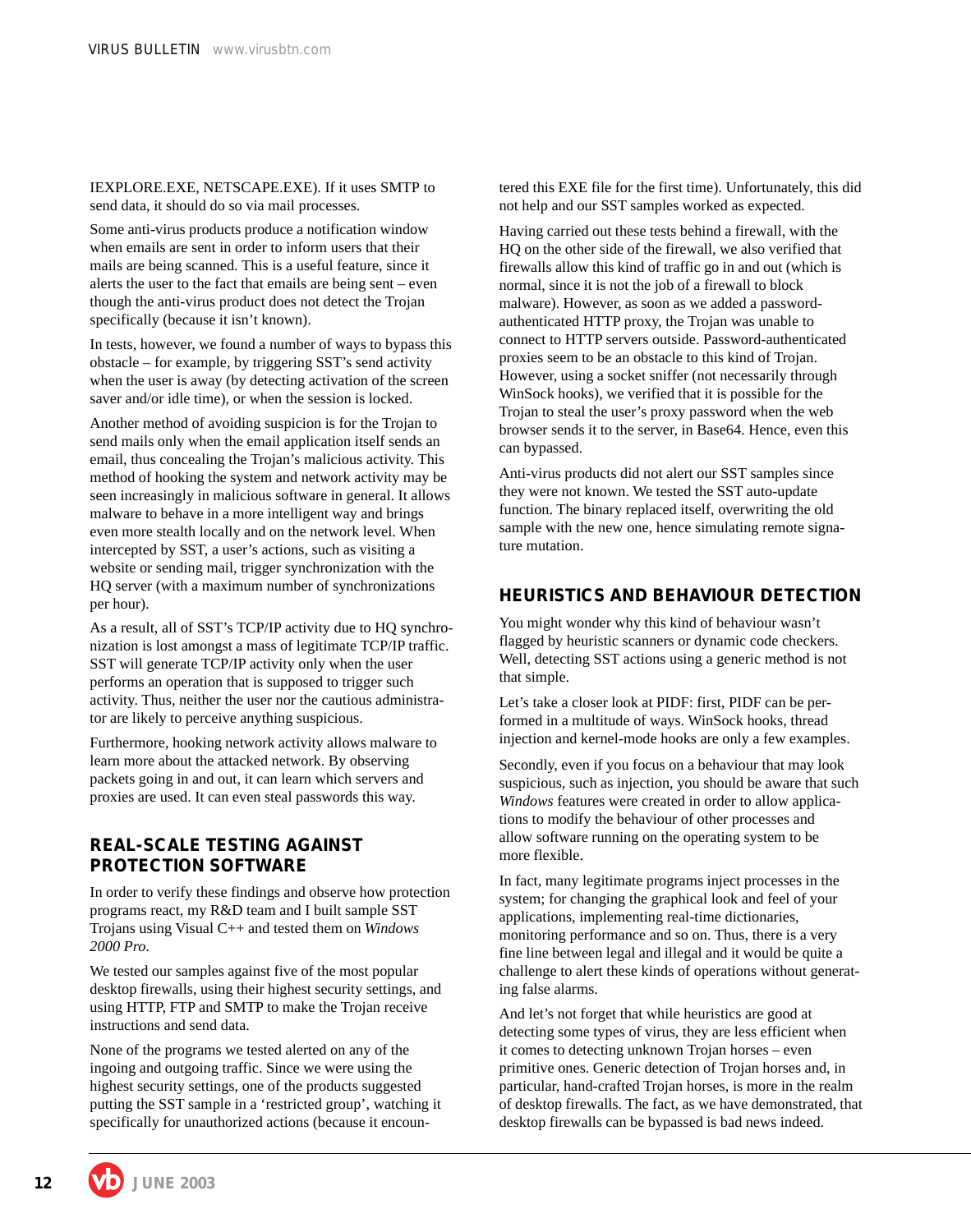IEXPLORE.EXE, NETSCAPE.EXE). If it uses SMTP to send data, it should do so via mail processes.

Some anti-virus products produce a notification window when emails are sent in order to inform users that their mails are being scanned. This is a useful feature, since it alerts the user to the fact that emails are being sent – even though the anti-virus product does not detect the Trojan specifically (because it isn't known).

In tests, however, we found a number of ways to bypass this obstacle – for example, by triggering SST's send activity when the user is away (by detecting activation of the screen saver and/or idle time), or when the session is locked.

Another method of avoiding suspicion is for the Trojan to send mails only when the email application itself sends an email, thus concealing the Trojan's malicious activity. This method of hooking the system and network activity may be seen increasingly in malicious software in general. It allows malware to behave in a more intelligent way and brings even more stealth locally and on the network level. When intercepted by SST, a user's actions, such as visiting a website or sending mail, trigger synchronization with the HQ server (with a maximum number of synchronizations per hour).

As a result, all of SST's TCP/IP activity due to HQ synchronization is lost amongst a mass of legitimate TCP/IP traffic. SST will generate TCP/IP activity only when the user performs an operation that is supposed to trigger such activity. Thus, neither the user nor the cautious administrator are likely to perceive anything suspicious.

Furthermore, hooking network activity allows malware to learn more about the attacked network. By observing packets going in and out, it can learn which servers and proxies are used. It can even steal passwords this way.

## REAL-SCALE TESTING AGAINST PROTECTION SOFTWARE

In order to verify these findings and observe how protection programs react, my R&D team and I built sample SST Trojans using Visual C++ and tested them on *Windows 2000 Pro*.

We tested our samples against five of the most popular desktop firewalls, using their highest security settings, and using HTTP, FTP and SMTP to make the Trojan receive instructions and send data.

None of the programs we tested alerted on any of the ingoing and outgoing traffic. Since we were using the highest security settings, one of the products suggested putting the SST sample in a 'restricted group', watching it specifically for unauthorized actions (because it encountered this EXE file for the first time). Unfortunately, this did not help and our SST samples worked as expected.

Having carried out these tests behind a firewall, with the HQ on the other side of the firewall, we also verified that firewalls allow this kind of traffic go in and out (which is normal, since it is not the job of a firewall to block malware). However, as soon as we added a password-authenticated HTTP proxy, the Trojan was unable to connect to HTTP servers outside. Password-authenticated proxies seem to be an obstacle to this kind of Trojan. However, using a socket sniffer (not necessarily through WinSock hooks), we verified that it is possible for the Trojan to steal the user's proxy password when the web browser sends it to the server, in Base64. Hence, even this can bypassed.

Anti-virus products did not alert our SST samples since they were not known. We tested the SST auto-update function. The binary replaced itself, overwriting the old sample with the new one, hence simulating remote signature mutation.

## HEURISTICS AND BEHAVIOUR DETECTION

You might wonder why this kind of behaviour wasn't flagged by heuristic scanners or dynamic code checkers. Well, detecting SST actions using a generic method is not that simple.

Let's take a closer look at PIDF: first, PIDF can be performed in a multitude of ways. WinSock hooks, thread injection and kernel-mode hooks are only a few examples.

Secondly, even if you focus on a behaviour that may look suspicious, such as injection, you should be aware that such *Windows* features were created in order to allow applications to modify the behaviour of other processes and allow software running on the operating system to be more flexible.

In fact, many legitimate programs inject processes in the system; for changing the graphical look and feel of your applications, implementing real-time dictionaries, monitoring performance and so on. Thus, there is a very fine line between legal and illegal and it would be quite a challenge to alert these kinds of operations without generating false alarms.

And let's not forget that while heuristics are good at detecting some types of virus, they are less efficient when it comes to detecting unknown Trojan horses – even primitive ones. Generic detection of Trojan horses and, in particular, hand-crafted Trojan horses, is more in the realm of desktop firewalls. The fact, as we have demonstrated, that desktop firewalls can be bypassed is bad news indeed.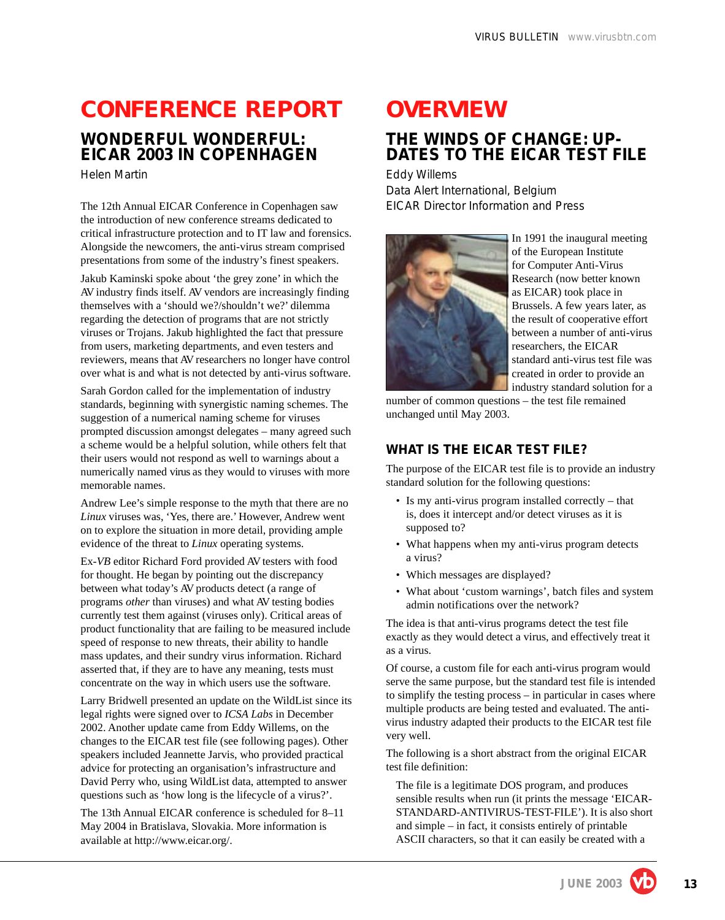# CONFERENCE REPORT

## WONDERFUL WONDERFUL: EICAR 2003 IN COPENHAGEN

Helen Martin

The 12th Annual EICAR Conference in Copenhagen saw the introduction of new conference streams dedicated to critical infrastructure protection and to IT law and forensics. Alongside the newcomers, the anti-virus stream comprised presentations from some of the industry's finest speakers.

Jakub Kaminski spoke about 'the grey zone' in which the AV industry finds itself. AV vendors are increasingly finding themselves with a 'should we?/shouldn't we?' dilemma regarding the detection of programs that are not strictly viruses or Trojans. Jakub highlighted the fact that pressure from users, marketing departments, and even testers and reviewers, means that AV researchers no longer have control over what is and what is not detected by anti-virus software.

Sarah Gordon called for the implementation of industry standards, beginning with synergistic naming schemes. The suggestion of a numerical naming scheme for viruses prompted discussion amongst delegates – many agreed such a scheme would be a helpful solution, while others felt that their users would not respond as well to warnings about a numerically named virus as they would to viruses with more memorable names.

Andrew Lee's simple response to the myth that there are no *Linux* viruses was, 'Yes, there are.' However, Andrew went on to explore the situation in more detail, providing ample evidence of the threat to *Linux* operating systems.

Ex-*VB* editor Richard Ford provided AV testers with food for thought. He began by pointing out the discrepancy between what today's AV products detect (a range of programs *other* than viruses) and what AV testing bodies currently test them against (viruses only). Critical areas of product functionality that are failing to be measured include speed of response to new threats, their ability to handle mass updates, and their sundry virus information. Richard asserted that, if they are to have any meaning, tests must concentrate on the way in which users use the software.

Larry Bridwell presented an update on the WildList since its legal rights were signed over to *ICSA Labs* in December 2002. Another update came from Eddy Willems, on the changes to the EICAR test file (see following pages). Other speakers included Jeannette Jarvis, who provided practical advice for protecting an organisation's infrastructure and David Perry who, using WildList data, attempted to answer questions such as 'how long is the lifecycle of a virus?'.

The 13th Annual EICAR conference is scheduled for 8–11 May 2004 in Bratislava, Slovakia. More information is available at http://www.eicar.org/.

# OVERVIEW

## THE WINDS OF CHANGE: UPDATES TO THE EICAR TEST FILE

Eddy Willems
Data Alert International, Belgium
EICAR Director Information and Press

In 1991 the inaugural meeting of the European Institute for Computer Anti-Virus Research (now better known as EICAR) took place in Brussels. A few years later, as the result of cooperative effort between a number of anti-virus researchers, the EICAR standard anti-virus test file was created in order to provide an industry standard solution for a number of common questions – the test file remained unchanged until May 2003.

### WHAT IS THE EICAR TEST FILE?

The purpose of the EICAR test file is to provide an industry standard solution for the following questions:

- Is my anti-virus program installed correctly – that is, does it intercept and/or detect viruses as it is supposed to?
- What happens when my anti-virus program detects a virus?
- Which messages are displayed?
- What about 'custom warnings', batch files and system admin notifications over the network?

The idea is that anti-virus programs detect the test file exactly as they would detect a virus, and effectively treat it as a virus.

Of course, a custom file for each anti-virus program would serve the same purpose, but the standard test file is intended to simplify the testing process – in particular in cases where multiple products are being tested and evaluated. The anti-virus industry adapted their products to the EICAR test file very well.

The following is a short abstract from the original EICAR test file definition:

> The file is a legitimate DOS program, and produces sensible results when run (it prints the message 'EICAR-STANDARD-ANTIVIRUS-TEST-FILE'). It is also short and simple – in fact, it consists entirely of printable ASCII characters, so that it can easily be created with a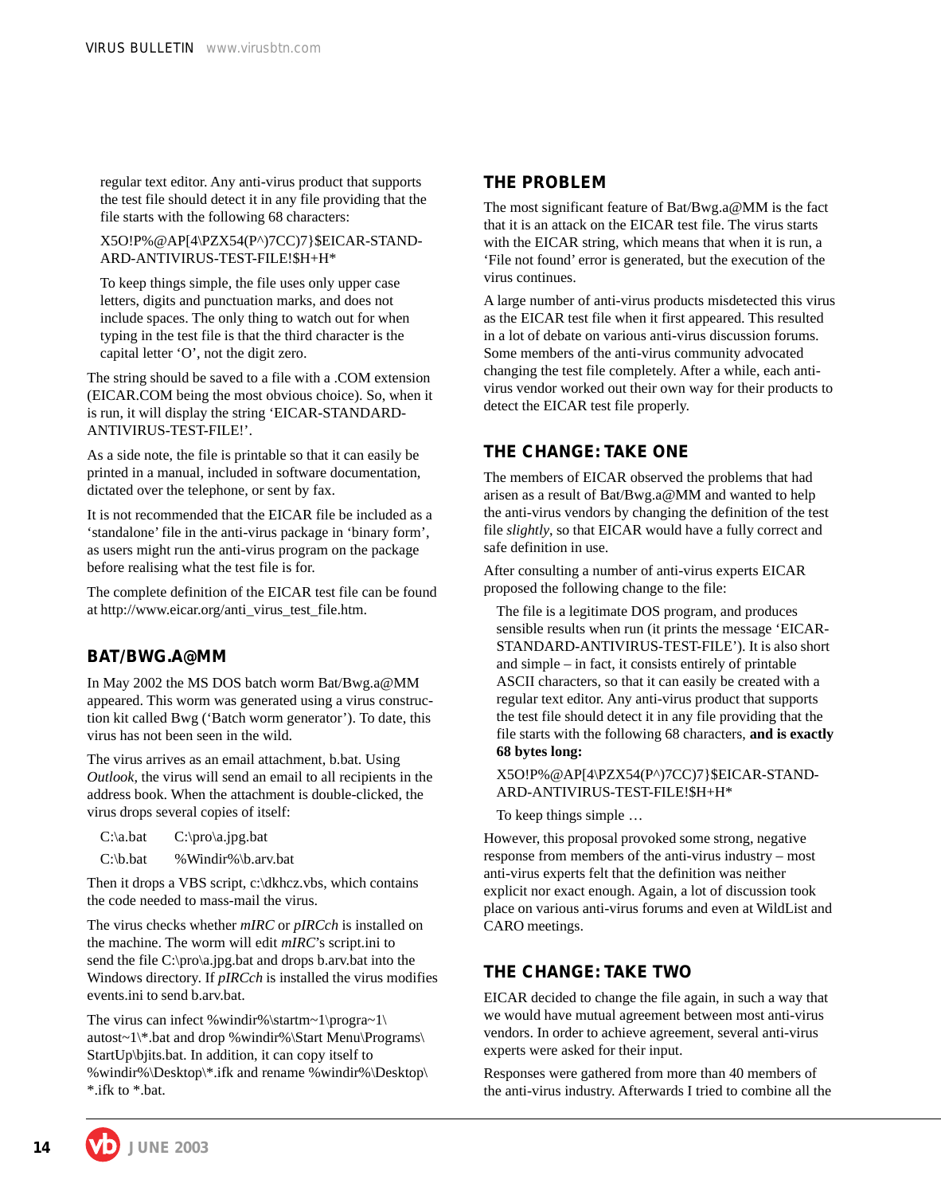> regular text editor. Any anti-virus product that supports the test file should detect it in any file providing that the file starts with the following 68 characters:
>
> X5O!P%@AP[4\PZX54(P^)7CC)7}$EICAR-STANDARD-ANTIVIRUS-TEST-FILE!$H+H*
>
> To keep things simple, the file uses only upper case letters, digits and punctuation marks, and does not include spaces. The only thing to watch out for when typing in the test file is that the third character is the capital letter 'O', not the digit zero.

The string should be saved to a file with a .COM extension (EICAR.COM being the most obvious choice). So, when it is run, it will display the string 'EICAR-STANDARD-ANTIVIRUS-TEST-FILE!'.

As a side note, the file is printable so that it can easily be printed in a manual, included in software documentation, dictated over the telephone, or sent by fax.

It is not recommended that the EICAR file be included as a 'standalone' file in the anti-virus package in 'binary form', as users might run the anti-virus program on the package before realising what the test file is for.

The complete definition of the EICAR test file can be found at http://www.eicar.org/anti_virus_test_file.htm.

## BAT/BWG.A@MM

In May 2002 the MS DOS batch worm Bat/Bwg.a@MM appeared. This worm was generated using a virus construction kit called Bwg ('Batch worm generator'). To date, this virus has not been seen in the wild.

The virus arrives as an email attachment, b.bat. Using *Outlook*, the virus will send an email to all recipients in the address book. When the attachment is double-clicked, the virus drops several copies of itself:

| | |
|---|---|
| C:\a.bat | C:\pro\a.jpg.bat |
| C:\b.bat | %Windir%\b.arv.bat |

Then it drops a VBS script, c:\dkhcz.vbs, which contains the code needed to mass-mail the virus.

The virus checks whether *mIRC* or *pIRCch* is installed on the machine. The worm will edit *mIRC*'s script.ini to send the file C:\pro\a.jpg.bat and drops b.arv.bat into the Windows directory. If *pIRCch* is installed the virus modifies events.ini to send b.arv.bat.

The virus can infect %windir%\startm~1\progra~1\autost~1\*.bat and drop %windir%\Start Menu\Programs\StartUp\bjits.bat. In addition, it can copy itself to %windir%\Desktop\*.ifk and rename %windir%\Desktop\*.ifk to *.bat.

## THE PROBLEM

The most significant feature of Bat/Bwg.a@MM is the fact that it is an attack on the EICAR test file. The virus starts with the EICAR string, which means that when it is run, a 'File not found' error is generated, but the execution of the virus continues.

A large number of anti-virus products misdetected this virus as the EICAR test file when it first appeared. This resulted in a lot of debate on various anti-virus discussion forums. Some members of the anti-virus community advocated changing the test file completely. After a while, each anti-virus vendor worked out their own way for their products to detect the EICAR test file properly.

## THE CHANGE: TAKE ONE

The members of EICAR observed the problems that had arisen as a result of Bat/Bwg.a@MM and wanted to help the anti-virus vendors by changing the definition of the test file *slightly*, so that EICAR would have a fully correct and safe definition in use.

After consulting a number of anti-virus experts EICAR proposed the following change to the file:

> The file is a legitimate DOS program, and produces sensible results when run (it prints the message 'EICAR-STANDARD-ANTIVIRUS-TEST-FILE'). It is also short and simple – in fact, it consists entirely of printable ASCII characters, so that it can easily be created with a regular text editor. Any anti-virus product that supports the test file should detect it in any file providing that the file starts with the following 68 characters, **and is exactly 68 bytes long:**
>
> X5O!P%@AP[4\PZX54(P^)7CC)7}$EICAR-STANDARD-ANTIVIRUS-TEST-FILE!$H+H*
>
> To keep things simple …

However, this proposal provoked some strong, negative response from members of the anti-virus industry – most anti-virus experts felt that the definition was neither explicit nor exact enough. Again, a lot of discussion took place on various anti-virus forums and even at WildList and CARO meetings.

## THE CHANGE: TAKE TWO

EICAR decided to change the file again, in such a way that we would have mutual agreement between most anti-virus vendors. In order to achieve agreement, several anti-virus experts were asked for their input.

Responses were gathered from more than 40 members of the anti-virus industry. Afterwards I tried to combine all the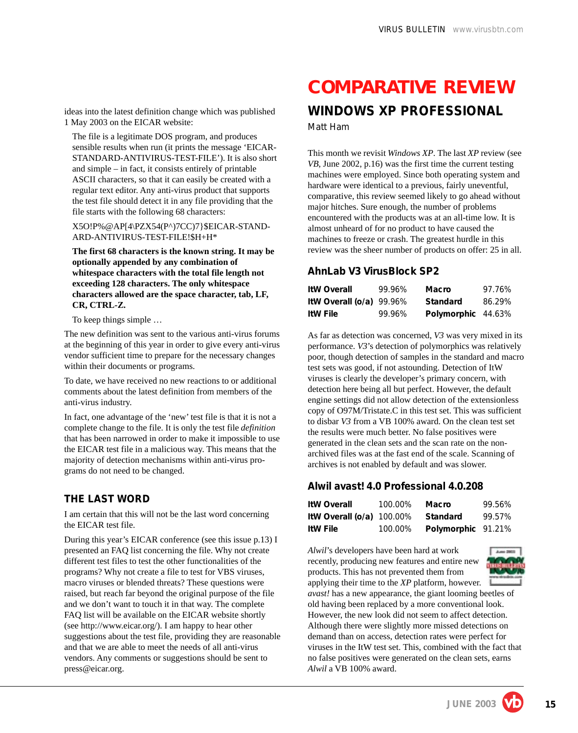ideas into the latest definition change which was published 1 May 2003 on the EICAR website:

> The file is a legitimate DOS program, and produces sensible results when run (it prints the message 'EICAR-STANDARD-ANTIVIRUS-TEST-FILE'). It is also short and simple – in fact, it consists entirely of printable ASCII characters, so that it can easily be created with a regular text editor. Any anti-virus product that supports the test file should detect it in any file providing that the file starts with the following 68 characters:
>
> X5O!P%@AP[4\PZX54(P^)7CC)7}$EICAR-STANDARD-ANTIVIRUS-TEST-FILE!$H+H*
>
> **The first 68 characters is the known string. It may be optionally appended by any combination of whitespace characters with the total file length not exceeding 128 characters. The only whitespace characters allowed are the space character, tab, LF, CR, CTRL-Z.**
>
> To keep things simple …

The new definition was sent to the various anti-virus forums at the beginning of this year in order to give every anti-virus vendor sufficient time to prepare for the necessary changes within their documents or programs.

To date, we have received no new reactions to or additional comments about the latest definition from members of the anti-virus industry.

In fact, one advantage of the 'new' test file is that it is not a complete change to the file. It is only the test file *definition* that has been narrowed in order to make it impossible to use the EICAR test file in a malicious way. This means that the majority of detection mechanisms within anti-virus programs do not need to be changed.

## THE LAST WORD

I am certain that this will not be the last word concerning the EICAR test file.

During this year's EICAR conference (see this issue p.13) I presented an FAQ list concerning the file. Why not create different test files to test the other functionalities of the programs? Why not create a file to test for VBS viruses, macro viruses or blended threats? These questions were raised, but reach far beyond the original purpose of the file and we don't want to touch it in that way. The complete FAQ list will be available on the EICAR website shortly (see http://www.eicar.org/). I am happy to hear other suggestions about the test file, providing they are reasonable and that we are able to meet the needs of all anti-virus vendors. Any comments or suggestions should be sent to press@eicar.org.

# COMPARATIVE REVIEW

## WINDOWS XP PROFESSIONAL

Matt Ham

This month we revisit *Windows XP*. The last *XP* review (see *VB*, June 2002, p.16) was the first time the current testing machines were employed. Since both operating system and hardware were identical to a previous, fairly uneventful, comparative, this review seemed likely to go ahead without major hitches. Sure enough, the number of problems encountered with the products was at an all-time low. It is almost unheard of for no product to have caused the machines to freeze or crash. The greatest hurdle in this review was the sheer number of products on offer: 25 in all.

### AhnLab V3 VirusBlock SP2

| | | | |
|---|---|---|---|
| **ItW Overall** | 99.96% | **Macro** | 97.76% |
| **ItW Overall (o/a)** | 99.96% | **Standard** | 86.29% |
| **ItW File** | 99.96% | **Polymorphic** | 44.63% |

As far as detection was concerned, *V3* was very mixed in its performance. *V3*'s detection of polymorphics was relatively poor, though detection of samples in the standard and macro test sets was good, if not astounding. Detection of ItW viruses is clearly the developer's primary concern, with detection here being all but perfect. However, the default engine settings did not allow detection of the extensionless copy of O97M/Tristate.C in this test set. This was sufficient to disbar *V3* from a VB 100% award. On the clean test set the results were much better. No false positives were generated in the clean sets and the scan rate on the non-archived files was at the fast end of the scale. Scanning of archives is not enabled by default and was slower.

### Alwil avast! 4.0 Professional 4.0.208

| | | | |
|---|---|---|---|
| **ItW Overall** | 100.00% | **Macro** | 99.56% |
| **ItW Overall (o/a)** | 100.00% | **Standard** | 99.57% |
| **ItW File** | 100.00% | **Polymorphic** | 91.21% |

*Alwil*'s developers have been hard at work recently, producing new features and entire new products. This has not prevented them from applying their time to the *XP* platform, however. *avast!* has a new appearance, the giant looming beetles of old having been replaced by a more conventional look. However, the new look did not seem to affect detection. Although there were slightly more missed detections on demand than on access, detection rates were perfect for viruses in the ItW test set. This, combined with the fact that no false positives were generated on the clean sets, earns *Alwil* a VB 100% award.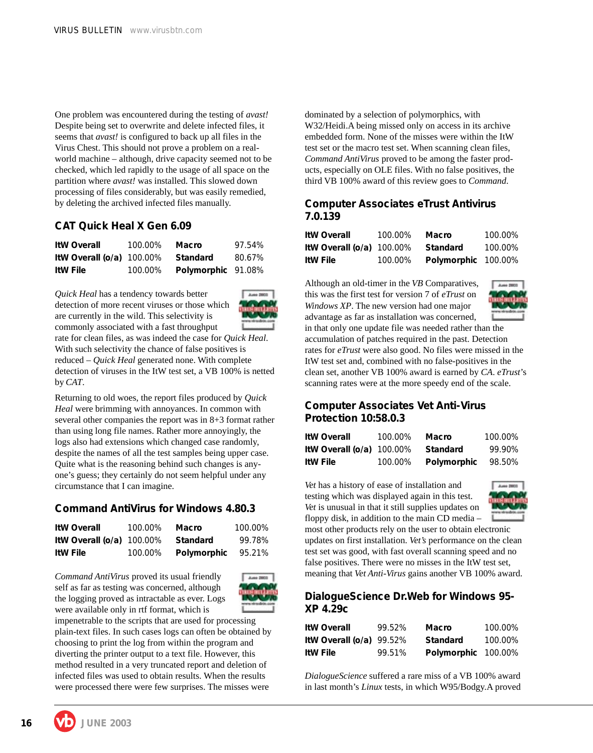One problem was encountered during the testing of *avast!* Despite being set to overwrite and delete infected files, it seems that *avast!* is configured to back up all files in the Virus Chest. This should not prove a problem on a real-world machine – although, drive capacity seemed not to be checked, which led rapidly to the usage of all space on the partition where *avast!* was installed. This slowed down processing of files considerably, but was easily remedied, by deleting the archived infected files manually.

### CAT Quick Heal X Gen 6.09

| | | | |
|---|---|---|---|
| **ItW Overall** | 100.00% | **Macro** | 97.54% |
| **ItW Overall (o/a)** | 100.00% | **Standard** | 80.67% |
| **ItW File** | 100.00% | **Polymorphic** | 91.08% |

*Quick Heal* has a tendency towards better detection of more recent viruses or those which are currently in the wild. This selectivity is commonly associated with a fast throughput rate for clean files, as was indeed the case for *Quick Heal*. With such selectivity the chance of false positives is reduced – *Quick Heal* generated none. With complete detection of viruses in the ItW test set, a VB 100% is netted by *CAT*.

Returning to old woes, the report files produced by *Quick Heal* were brimming with annoyances. In common with several other companies the report was in 8+3 format rather than using long file names. Rather more annoyingly, the logs also had extensions which changed case randomly, despite the names of all the test samples being upper case. Quite what is the reasoning behind such changes is anyone's guess; they certainly do not seem helpful under any circumstance that I can imagine.

### Command AntiVirus for Windows 4.80.3

| | | | |
|---|---|---|---|
| **ItW Overall** | 100.00% | **Macro** | 100.00% |
| **ItW Overall (o/a)** | 100.00% | **Standard** | 99.78% |
| **ItW File** | 100.00% | **Polymorphic** | 95.21% |

*Command AntiVirus* proved its usual friendly self as far as testing was concerned, although the logging proved as intractable as ever. Logs were available only in rtf format, which is impenetrable to the scripts that are used for processing plain-text files. In such cases logs can often be obtained by choosing to print the log from within the program and diverting the printer output to a text file. However, this method resulted in a very truncated report and deletion of infected files was used to obtain results. When the results were processed there were few surprises. The misses were dominated by a selection of polymorphics, with W32/Heidi.A being missed only on access in its archive embedded form. None of the misses were within the ItW test set or the macro test set. When scanning clean files, *Command AntiVirus* proved to be among the faster products, especially on OLE files. With no false positives, the third VB 100% award of this review goes to *Command*.

### Computer Associates eTrust Antivirus 7.0.139

| | | | |
|---|---|---|---|
| **ItW Overall** | 100.00% | **Macro** | 100.00% |
| **ItW Overall (o/a)** | 100.00% | **Standard** | 100.00% |
| **ItW File** | 100.00% | **Polymorphic** | 100.00% |

Although an old-timer in the *VB* Comparatives, this was the first test for version 7 of *eTrust* on *Windows XP*. The new version had one major advantage as far as installation was concerned, in that only one update file was needed rather than the accumulation of patches required in the past. Detection rates for *eTrust* were also good. No files were missed in the ItW test set and, combined with no false-positives in the clean set, another VB 100% award is earned by *CA*. *eTrust*'s scanning rates were at the more speedy end of the scale.

### Computer Associates Vet Anti-Virus Protection 10:58.0.3

| | | | |
|---|---|---|---|
| **ItW Overall** | 100.00% | **Macro** | 100.00% |
| **ItW Overall (o/a)** | 100.00% | **Standard** | 99.90% |
| **ItW File** | 100.00% | **Polymorphic** | 98.50% |

*Vet* has a history of ease of installation and testing which was displayed again in this test. *Vet* is unusual in that it still supplies updates on floppy disk, in addition to the main CD media – most other products rely on the user to obtain electronic updates on first installation. *Vet's* performance on the clean test set was good, with fast overall scanning speed and no false positives. There were no misses in the ItW test set, meaning that *Vet Anti-Virus* gains another VB 100% award.

### DialogueScience Dr.Web for Windows 95-XP 4.29c

| | | | |
|---|---|---|---|
| **ItW Overall** | 99.52% | **Macro** | 100.00% |
| **ItW Overall (o/a)** | 99.52% | **Standard** | 100.00% |
| **ItW File** | 99.51% | **Polymorphic** | 100.00% |

*DialogueScience* suffered a rare miss of a VB 100% award in last month's *Linux* tests, in which W95/Bodgy.A proved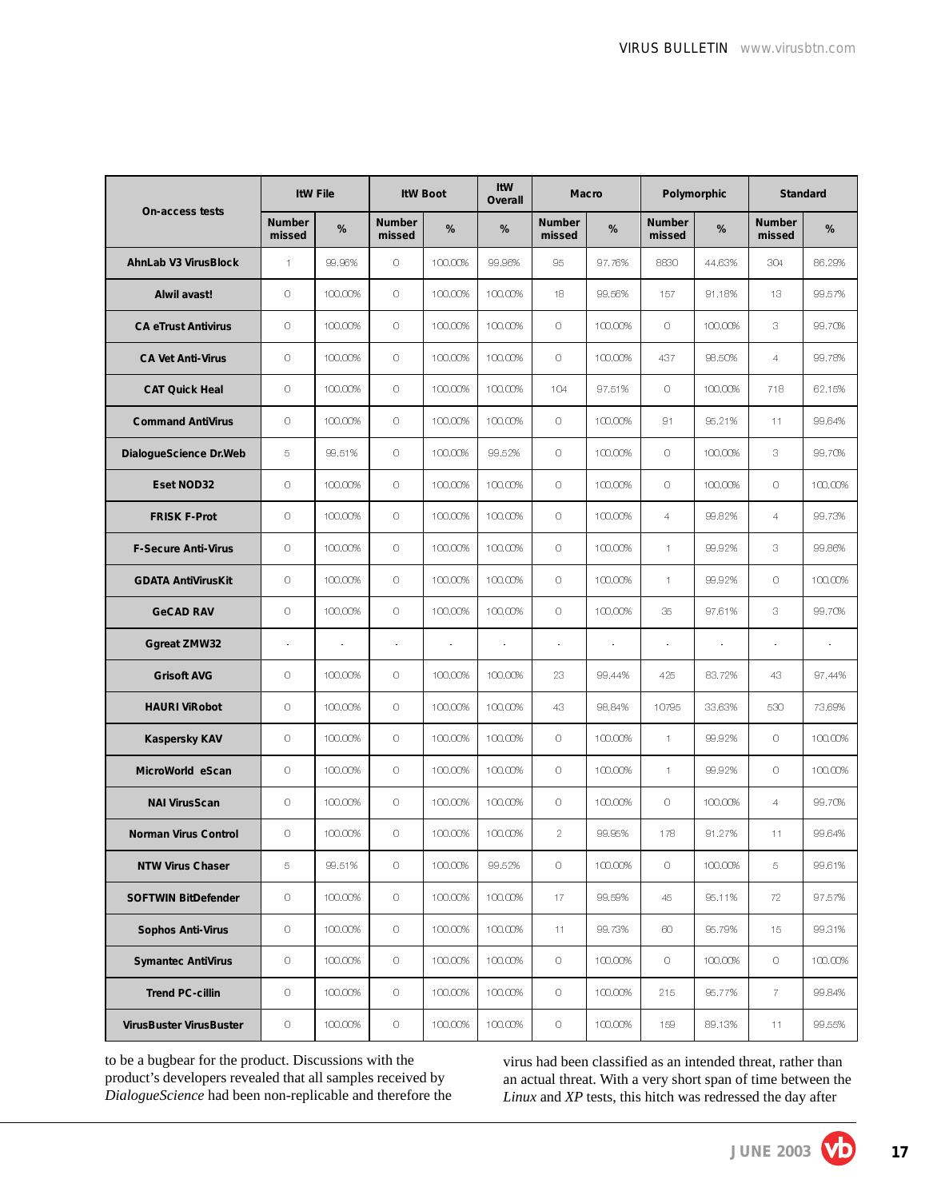| On-access tests | ItW File | | ItW Boot | | ItW Overall | Macro | | Polymorphic | | Standard | |
|---|---|---|---|---|---|---|---|---|---|---|---|
| | Number missed | % | Number missed | % | % | Number missed | % | Number missed | % | Number missed | % |
| AhnLab V3 VirusBlock | 1 | 99.96% | 0 | 100.00% | 99.96% | 95 | 97.76% | 8830 | 44.63% | 304 | 86.29% |
| Alwil avast! | 0 | 100.00% | 0 | 100.00% | 100.00% | 18 | 99.56% | 157 | 91.18% | 13 | 99.57% |
| CA eTrust Antivirus | 0 | 100.00% | 0 | 100.00% | 100.00% | 0 | 100.00% | 0 | 100.00% | 3 | 99.70% |
| CA Vet Anti-Virus | 0 | 100.00% | 0 | 100.00% | 100.00% | 0 | 100.00% | 437 | 98.50% | 4 | 99.78% |
| CAT Quick Heal | 0 | 100.00% | 0 | 100.00% | 100.00% | 104 | 97.51% | 0 | 100.00% | 718 | 62.15% |
| Command AntiVirus | 0 | 100.00% | 0 | 100.00% | 100.00% | 0 | 100.00% | 91 | 95.21% | 11 | 99.64% |
| DialogueScience Dr.Web | 5 | 99.51% | 0 | 100.00% | 99.52% | 0 | 100.00% | 0 | 100.00% | 3 | 99.70% |
| Eset NOD32 | 0 | 100.00% | 0 | 100.00% | 100.00% | 0 | 100.00% | 0 | 100.00% | 0 | 100.00% |
| FRISK F-Prot | 0 | 100.00% | 0 | 100.00% | 100.00% | 0 | 100.00% | 4 | 99.82% | 4 | 99.73% |
| F-Secure Anti-Virus | 0 | 100.00% | 0 | 100.00% | 100.00% | 0 | 100.00% | 1 | 99.92% | 3 | 99.86% |
| GDATA AntiVirusKit | 0 | 100.00% | 0 | 100.00% | 100.00% | 0 | 100.00% | 1 | 99.92% | 0 | 100.00% |
| GeCAD RAV | 0 | 100.00% | 0 | 100.00% | 100.00% | 0 | 100.00% | 35 | 97.61% | 3 | 99.70% |
| Ggreat ZMW32 | - | - | - | - | - | - | - | - | - | - | - |
| Grisoft AVG | 0 | 100.00% | 0 | 100.00% | 100.00% | 23 | 99.44% | 425 | 83.72% | 43 | 97.44% |
| HAURI ViRobot | 0 | 100.00% | 0 | 100.00% | 100.00% | 43 | 98.84% | 10795 | 33.63% | 530 | 73.69% |
| Kaspersky KAV | 0 | 100.00% | 0 | 100.00% | 100.00% | 0 | 100.00% | 1 | 99.92% | 0 | 100.00% |
| MicroWorld eScan | 0 | 100.00% | 0 | 100.00% | 100.00% | 0 | 100.00% | 1 | 99.92% | 0 | 100.00% |
| NAI VirusScan | 0 | 100.00% | 0 | 100.00% | 100.00% | 0 | 100.00% | 0 | 100.00% | 4 | 99.70% |
| Norman Virus Control | 0 | 100.00% | 0 | 100.00% | 100.00% | 2 | 99.95% | 178 | 91.27% | 11 | 99.64% |
| NTW Virus Chaser | 5 | 99.51% | 0 | 100.00% | 99.52% | 0 | 100.00% | 0 | 100.00% | 5 | 99.61% |
| SOFTWIN BitDefender | 0 | 100.00% | 0 | 100.00% | 100.00% | 17 | 99.59% | 45 | 95.11% | 72 | 97.57% |
| Sophos Anti-Virus | 0 | 100.00% | 0 | 100.00% | 100.00% | 11 | 99.73% | 60 | 95.79% | 15 | 99.31% |
| Symantec AntiVirus | 0 | 100.00% | 0 | 100.00% | 100.00% | 0 | 100.00% | 0 | 100.00% | 0 | 100.00% |
| Trend PC-cillin | 0 | 100.00% | 0 | 100.00% | 100.00% | 0 | 100.00% | 215 | 95.77% | 7 | 99.84% |
| VirusBuster VirusBuster | 0 | 100.00% | 0 | 100.00% | 100.00% | 0 | 100.00% | 159 | 89.13% | 11 | 99.55% |

to be a bugbear for the product. Discussions with the product's developers revealed that all samples received by *DialogueScience* had been non-replicable and therefore the virus had been classified as an intended threat, rather than an actual threat. With a very short span of time between the *Linux* and *XP* tests, this hitch was redressed the day after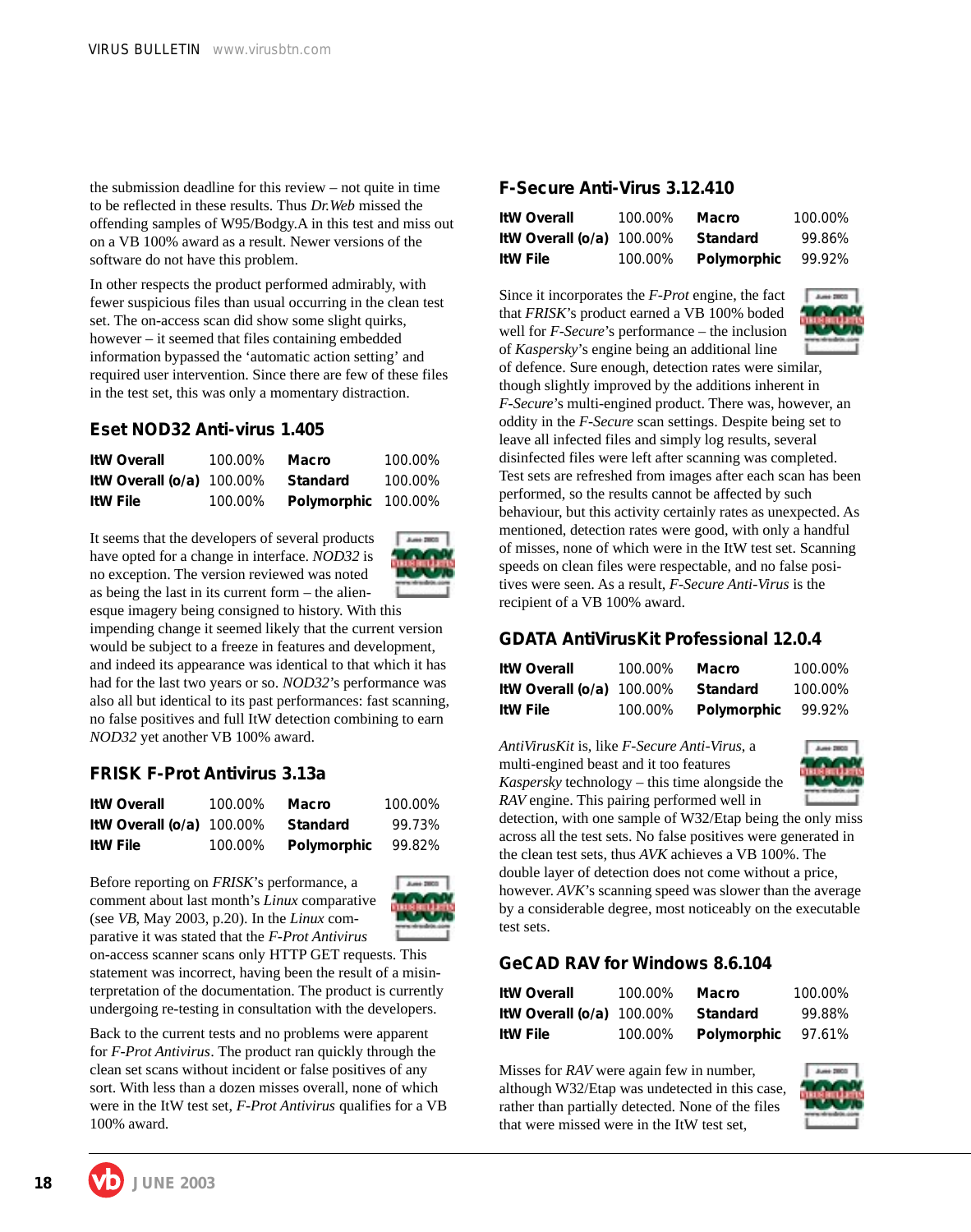the submission deadline for this review – not quite in time to be reflected in these results. Thus *Dr.Web* missed the offending samples of W95/Bodgy.A in this test and miss out on a VB 100% award as a result. Newer versions of the software do not have this problem.

In other respects the product performed admirably, with fewer suspicious files than usual occurring in the clean test set. The on-access scan did show some slight quirks, however – it seemed that files containing embedded information bypassed the 'automatic action setting' and required user intervention. Since there are few of these files in the test set, this was only a momentary distraction.

## Eset NOD32 Anti-virus 1.405

| | | | |
|---|---|---|---|
| **ItW Overall** | 100.00% | **Macro** | 100.00% |
| **ItW Overall (o/a)** | 100.00% | **Standard** | 100.00% |
| **ItW File** | 100.00% | **Polymorphic** | 100.00% |

It seems that the developers of several products have opted for a change in interface. *NOD32* is no exception. The version reviewed was noted as being the last in its current form – the alien-esque imagery being consigned to history. With this impending change it seemed likely that the current version would be subject to a freeze in features and development, and indeed its appearance was identical to that which it has had for the last two years or so. *NOD32*'s performance was also all but identical to its past performances: fast scanning, no false positives and full ItW detection combining to earn *NOD32* yet another VB 100% award.

## FRISK F-Prot Antivirus 3.13a

| | | | |
|---|---|---|---|
| **ItW Overall** | 100.00% | **Macro** | 100.00% |
| **ItW Overall (o/a)** | 100.00% | **Standard** | 99.73% |
| **ItW File** | 100.00% | **Polymorphic** | 99.82% |

Before reporting on *FRISK*'s performance, a comment about last month's *Linux* comparative (see *VB*, May 2003, p.20). In the *Linux* comparative it was stated that the *F-Prot Antivirus* on-access scanner scans only HTTP GET requests. This statement was incorrect, having been the result of a misinterpretation of the documentation. The product is currently undergoing re-testing in consultation with the developers.

Back to the current tests and no problems were apparent for *F-Prot Antivirus*. The product ran quickly through the clean set scans without incident or false positives of any sort. With less than a dozen misses overall, none of which were in the ItW test set, *F-Prot Antivirus* qualifies for a VB 100% award.

## F-Secure Anti-Virus 3.12.410

| | | | |
|---|---|---|---|
| **ItW Overall** | 100.00% | **Macro** | 100.00% |
| **ItW Overall (o/a)** | 100.00% | **Standard** | 99.86% |
| **ItW File** | 100.00% | **Polymorphic** | 99.92% |

Since it incorporates the *F-Prot* engine, the fact that *FRISK*'s product earned a VB 100% boded well for *F-Secure*'s performance – the inclusion of *Kaspersky*'s engine being an additional line of defence. Sure enough, detection rates were similar, though slightly improved by the additions inherent in *F-Secure*'s multi-engined product. There was, however, an oddity in the *F-Secure* scan settings. Despite being set to leave all infected files and simply log results, several disinfected files were left after scanning was completed. Test sets are refreshed from images after each scan has been performed, so the results cannot be affected by such behaviour, but this activity certainly rates as unexpected. As mentioned, detection rates were good, with only a handful of misses, none of which were in the ItW test set. Scanning speeds on clean files were respectable, and no false positives were seen. As a result, *F-Secure Anti-Virus* is the recipient of a VB 100% award.

## GDATA AntiVirusKit Professional 12.0.4

| | | | |
|---|---|---|---|
| **ItW Overall** | 100.00% | **Macro** | 100.00% |
| **ItW Overall (o/a)** | 100.00% | **Standard** | 100.00% |
| **ItW File** | 100.00% | **Polymorphic** | 99.92% |

*AntiVirusKit* is, like *F-Secure Anti-Virus*, a multi-engined beast and it too features *Kaspersky* technology – this time alongside the *RAV* engine. This pairing performed well in detection, with one sample of W32/Etap being the only miss across all the test sets. No false positives were generated in the clean test sets, thus *AVK* achieves a VB 100%. The double layer of detection does not come without a price, however. *AVK*'s scanning speed was slower than the average by a considerable degree, most noticeably on the executable test sets.

## GeCAD RAV for Windows 8.6.104

| | | | |
|---|---|---|---|
| **ItW Overall** | 100.00% | **Macro** | 100.00% |
| **ItW Overall (o/a)** | 100.00% | **Standard** | 99.88% |
| **ItW File** | 100.00% | **Polymorphic** | 97.61% |

Misses for *RAV* were again few in number, although W32/Etap was undetected in this case, rather than partially detected. None of the files that were missed were in the ItW test set,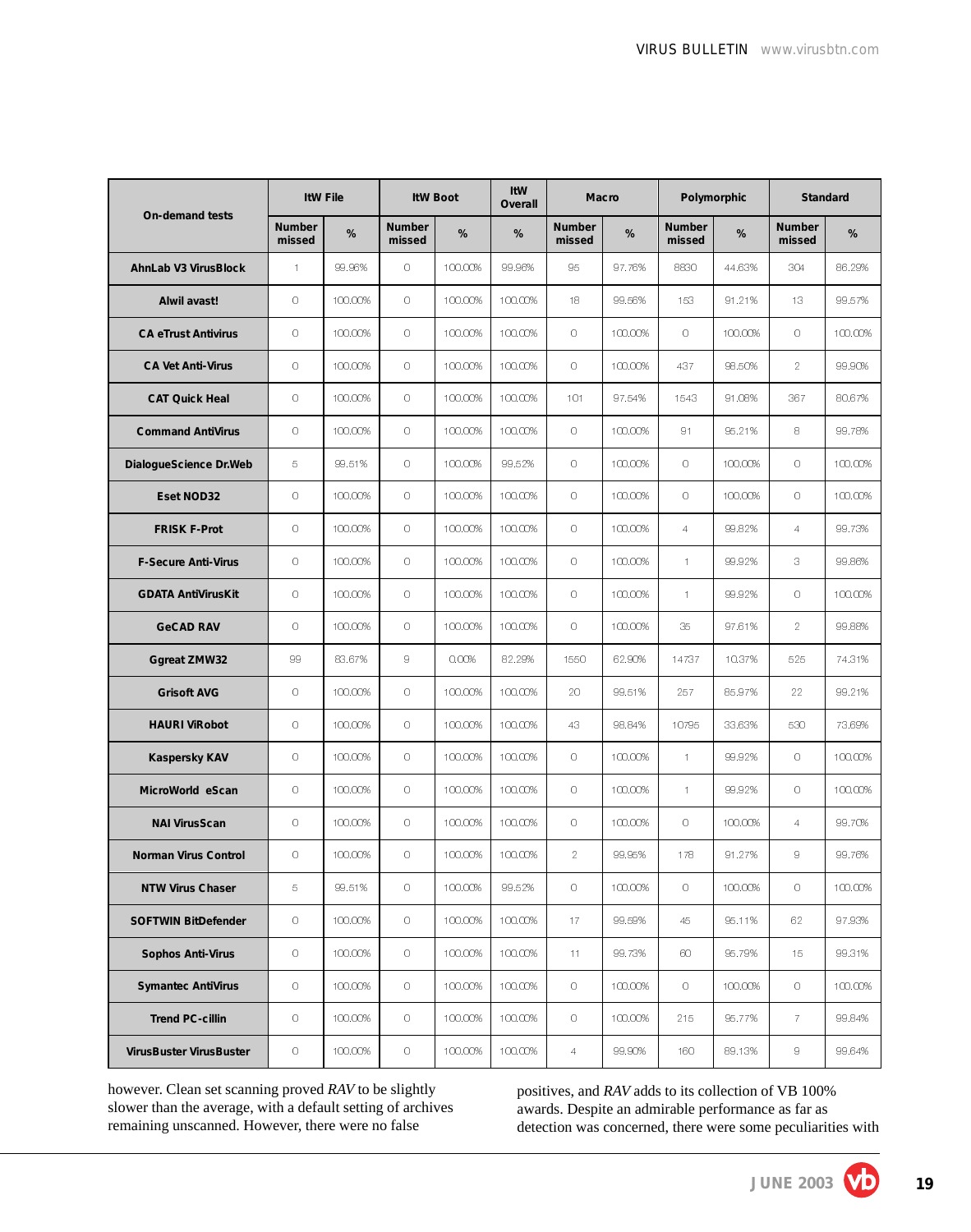| On-demand tests | ItW File | | ItW Boot | | ItW Overall | Macro | | Polymorphic | | Standard | |
|---|---|---|---|---|---|---|---|---|---|---|---|
| | Number missed | % | Number missed | % | % | Number missed | % | Number missed | % | Number missed | % |
| AhnLab V3 VirusBlock | 1 | 99.96% | 0 | 100.00% | 99.96% | 95 | 97.76% | 8830 | 44.63% | 304 | 86.29% |
| Alwil avast! | 0 | 100.00% | 0 | 100.00% | 100.00% | 18 | 99.56% | 153 | 91.21% | 13 | 99.57% |
| CA eTrust Antivirus | 0 | 100.00% | 0 | 100.00% | 100.00% | 0 | 100.00% | 0 | 100.00% | 0 | 100.00% |
| CA Vet Anti-Virus | 0 | 100.00% | 0 | 100.00% | 100.00% | 0 | 100.00% | 437 | 98.50% | 2 | 99.90% |
| CAT Quick Heal | 0 | 100.00% | 0 | 100.00% | 100.00% | 101 | 97.54% | 1543 | 91.08% | 367 | 80.67% |
| Command AntiVirus | 0 | 100.00% | 0 | 100.00% | 100.00% | 0 | 100.00% | 91 | 95.21% | 8 | 99.78% |
| DialogueScience Dr.Web | 5 | 99.51% | 0 | 100.00% | 99.52% | 0 | 100.00% | 0 | 100.00% | 0 | 100.00% |
| Eset NOD32 | 0 | 100.00% | 0 | 100.00% | 100.00% | 0 | 100.00% | 0 | 100.00% | 0 | 100.00% |
| FRISK F-Prot | 0 | 100.00% | 0 | 100.00% | 100.00% | 0 | 100.00% | 4 | 99.82% | 4 | 99.73% |
| F-Secure Anti-Virus | 0 | 100.00% | 0 | 100.00% | 100.00% | 0 | 100.00% | 1 | 99.92% | 3 | 99.86% |
| GDATA AntiVirusKit | 0 | 100.00% | 0 | 100.00% | 100.00% | 0 | 100.00% | 1 | 99.92% | 0 | 100.00% |
| GeCAD RAV | 0 | 100.00% | 0 | 100.00% | 100.00% | 0 | 100.00% | 35 | 97.61% | 2 | 99.88% |
| Ggreat ZMW32 | 99 | 83.67% | 9 | 0.00% | 82.29% | 1550 | 62.90% | 14737 | 10.37% | 525 | 74.31% |
| Grisoft AVG | 0 | 100.00% | 0 | 100.00% | 100.00% | 20 | 99.51% | 257 | 85.97% | 22 | 99.21% |
| HAURI ViRobot | 0 | 100.00% | 0 | 100.00% | 100.00% | 43 | 98.84% | 10795 | 33.63% | 530 | 73.69% |
| Kaspersky KAV | 0 | 100.00% | 0 | 100.00% | 100.00% | 0 | 100.00% | 1 | 99.92% | 0 | 100.00% |
| MicroWorld eScan | 0 | 100.00% | 0 | 100.00% | 100.00% | 0 | 100.00% | 1 | 99.92% | 0 | 100.00% |
| NAI VirusScan | 0 | 100.00% | 0 | 100.00% | 100.00% | 0 | 100.00% | 0 | 100.00% | 4 | 99.70% |
| Norman Virus Control | 0 | 100.00% | 0 | 100.00% | 100.00% | 2 | 99.95% | 178 | 91.27% | 9 | 99.76% |
| NTW Virus Chaser | 5 | 99.51% | 0 | 100.00% | 99.52% | 0 | 100.00% | 0 | 100.00% | 0 | 100.00% |
| SOFTWIN BitDefender | 0 | 100.00% | 0 | 100.00% | 100.00% | 17 | 99.59% | 45 | 95.11% | 62 | 97.93% |
| Sophos Anti-Virus | 0 | 100.00% | 0 | 100.00% | 100.00% | 11 | 99.73% | 60 | 95.79% | 15 | 99.31% |
| Symantec AntiVirus | 0 | 100.00% | 0 | 100.00% | 100.00% | 0 | 100.00% | 0 | 100.00% | 0 | 100.00% |
| Trend PC-cillin | 0 | 100.00% | 0 | 100.00% | 100.00% | 0 | 100.00% | 215 | 95.77% | 7 | 99.84% |
| VirusBuster VirusBuster | 0 | 100.00% | 0 | 100.00% | 100.00% | 4 | 99.90% | 160 | 89.13% | 9 | 99.64% |

however. Clean set scanning proved *RAV* to be slightly slower than the average, with a default setting of archives remaining unscanned. However, there were no false positives, and *RAV* adds to its collection of VB 100% awards. Despite an admirable performance as far as detection was concerned, there were some peculiarities with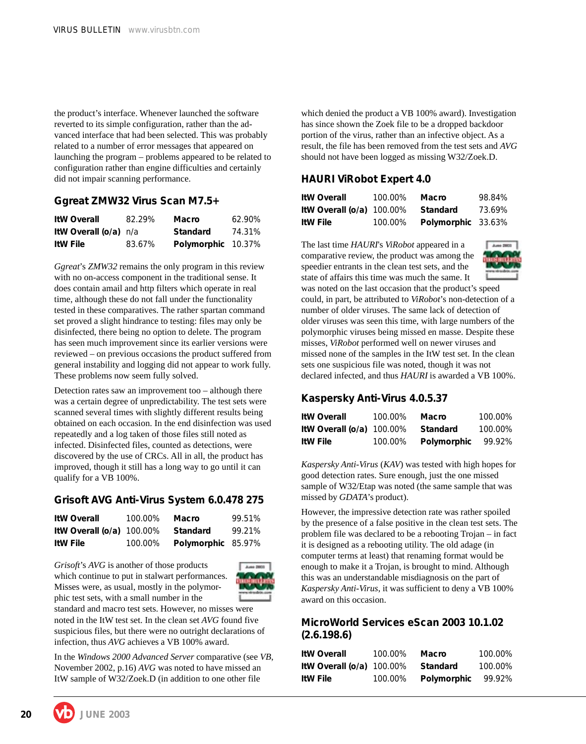the product's interface. Whenever launched the software reverted to its simple configuration, rather than the advanced interface that had been selected. This was probably related to a number of error messages that appeared on launching the program – problems appeared to be related to configuration rather than engine difficulties and certainly did not impair scanning performance.

### Ggreat ZMW32 Virus Scan M7.5+

| | | | |
|---|---|---|---|
| **ItW Overall** | 82.29% | **Macro** | 62.90% |
| **ItW Overall (o/a)** | n/a | **Standard** | 74.31% |
| **ItW File** | 83.67% | **Polymorphic** | 10.37% |

*Ggreat*'s *ZMW32* remains the only program in this review with no on-access component in the traditional sense. It does contain amail and http filters which operate in real time, although these do not fall under the functionality tested in these comparatives. The rather spartan command set proved a slight hindrance to testing: files may only be disinfected, there being no option to delete. The program has seen much improvement since its earlier versions were reviewed – on previous occasions the product suffered from general instability and logging did not appear to work fully. These problems now seem fully solved.

Detection rates saw an improvement too – although there was a certain degree of unpredictability. The test sets were scanned several times with slightly different results being obtained on each occasion. In the end disinfection was used repeatedly and a log taken of those files still noted as infected. Disinfected files, counted as detections, were discovered by the use of CRCs. All in all, the product has improved, though it still has a long way to go until it can qualify for a VB 100%.

### Grisoft AVG Anti-Virus System 6.0.478 275

| | | | |
|---|---|---|---|
| **ItW Overall** | 100.00% | **Macro** | 99.51% |
| **ItW Overall (o/a)** | 100.00% | **Standard** | 99.21% |
| **ItW File** | 100.00% | **Polymorphic** | 85.97% |

*Grisoft*'s *AVG* is another of those products which continue to put in stalwart performances. Misses were, as usual, mostly in the polymorphic test sets, with a small number in the standard and macro test sets. However, no misses were noted in the ItW test set. In the clean set *AVG* found five suspicious files, but there were no outright declarations of infection, thus *AVG* achieves a VB 100% award.

In the *Windows 2000 Advanced Server* comparative (see *VB*, November 2002, p.16) *AVG* was noted to have missed an ItW sample of W32/Zoek.D (in addition to one other file which denied the product a VB 100% award). Investigation has since shown the Zoek file to be a dropped backdoor portion of the virus, rather than an infective object. As a result, the file has been removed from the test sets and *AVG* should not have been logged as missing W32/Zoek.D.

### HAURI ViRobot Expert 4.0

| | | | |
|---|---|---|---|
| **ItW Overall** | 100.00% | **Macro** | 98.84% |
| **ItW Overall (o/a)** | 100.00% | **Standard** | 73.69% |
| **ItW File** | 100.00% | **Polymorphic** | 33.63% |

The last time *HAURI*'s *ViRobot* appeared in a comparative review, the product was among the speedier entrants in the clean test sets, and the state of affairs this time was much the same. It was noted on the last occasion that the product's speed could, in part, be attributed to *ViRobot*'s non-detection of a number of older viruses. The same lack of detection of older viruses was seen this time, with large numbers of the polymorphic viruses being missed en masse. Despite these misses, *ViRobot* performed well on newer viruses and missed none of the samples in the ItW test set. In the clean sets one suspicious file was noted, though it was not declared infected, and thus *HAURI* is awarded a VB 100%.

### Kaspersky Anti-Virus 4.0.5.37

| | | | |
|---|---|---|---|
| **ItW Overall** | 100.00% | **Macro** | 100.00% |
| **ItW Overall (o/a)** | 100.00% | **Standard** | 100.00% |
| **ItW File** | 100.00% | **Polymorphic** | 99.92% |

*Kaspersky Anti-Virus* (*KAV*) was tested with high hopes for good detection rates. Sure enough, just the one missed sample of W32/Etap was noted (the same sample that was missed by *GDATA*'s product).

However, the impressive detection rate was rather spoiled by the presence of a false positive in the clean test sets. The problem file was declared to be a rebooting Trojan – in fact it is designed as a rebooting utility. The old adage (in computer terms at least) that renaming format would be enough to make it a Trojan, is brought to mind. Although this was an understandable misdiagnosis on the part of *Kaspersky Anti-Virus*, it was sufficient to deny a VB 100% award on this occasion.

### MicroWorld Services eScan 2003 10.1.02 (2.6.198.6)

| | | | |
|---|---|---|---|
| **ItW Overall** | 100.00% | **Macro** | 100.00% |
| **ItW Overall (o/a)** | 100.00% | **Standard** | 100.00% |
| **ItW File** | 100.00% | **Polymorphic** | 99.92% |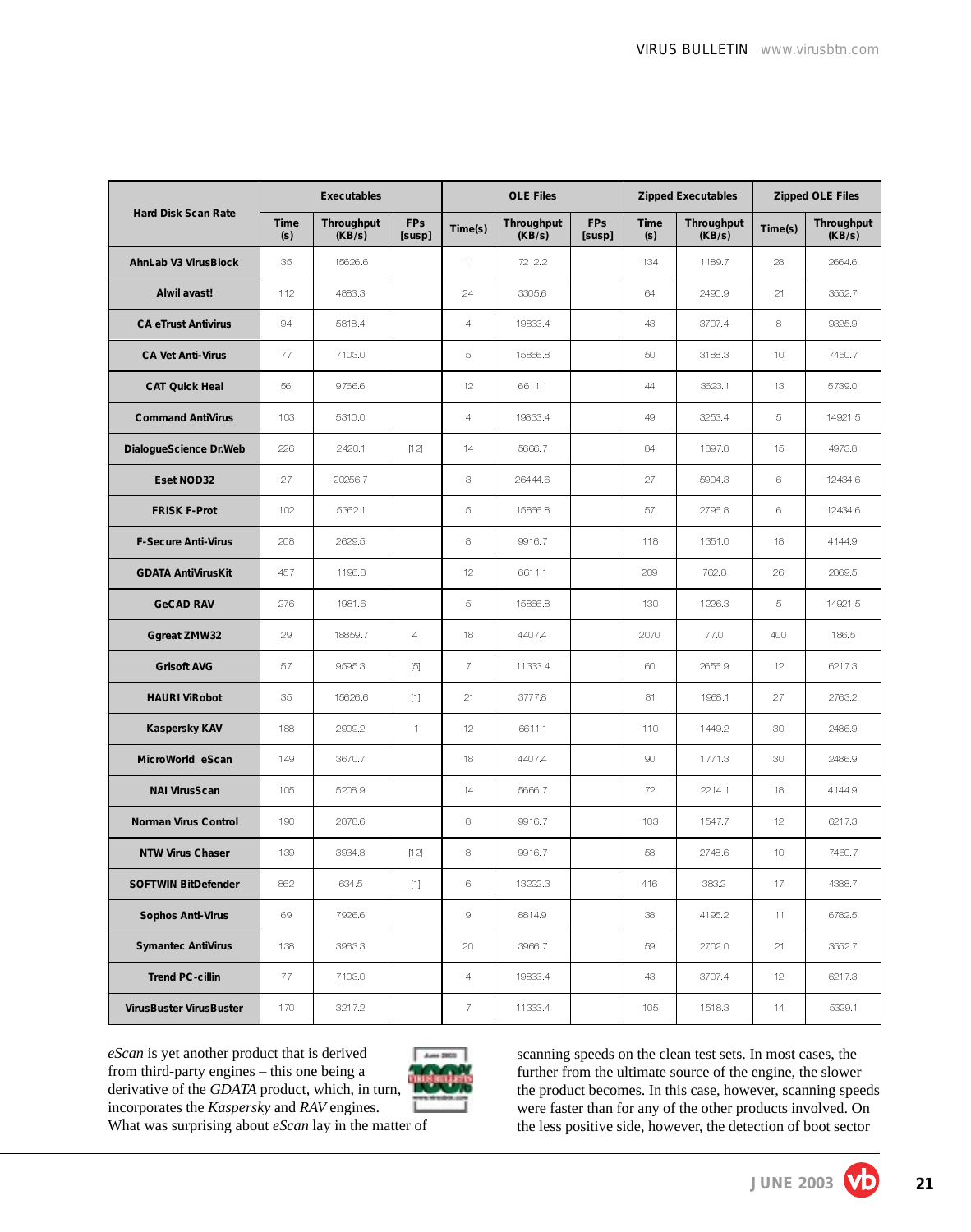| Hard Disk Scan Rate | Executables | | | OLE Files | | | Zipped Executables | | Zipped OLE Files | |
|---|---|---|---|---|---|---|---|---|---|---|
| | Time (s) | Throughput (KB/s) | FPs [susp] | Time(s) | Throughput (KB/s) | FPs [susp] | Time (s) | Throughput (KB/s) | Time(s) | Throughput (KB/s) |
| AhnLab V3 VirusBlock | 35 | 15626.6 | | 11 | 7212.2 | | 134 | 1189.7 | 28 | 2664.6 |
| Alwil avast! | 112 | 4883.3 | | 24 | 3305.6 | | 64 | 2490.9 | 21 | 3552.7 |
| CA eTrust Antivirus | 94 | 5818.4 | | 4 | 19833.4 | | 43 | 3707.4 | 8 | 9325.9 |
| CA Vet Anti-Virus | 77 | 7103.0 | | 5 | 15866.8 | | 50 | 3188.3 | 10 | 7460.7 |
| CAT Quick Heal | 56 | 9766.6 | | 12 | 6611.1 | | 44 | 3623.1 | 13 | 5739.0 |
| Command AntiVirus | 103 | 5310.0 | | 4 | 19833.4 | | 49 | 3253.4 | 5 | 14921.5 |
| DialogueScience Dr.Web | 226 | 2420.1 | [12] | 14 | 5666.7 | | 84 | 1897.8 | 15 | 4973.8 |
| Eset NOD32 | 27 | 20256.7 | | 3 | 26444.6 | | 27 | 5904.3 | 6 | 12434.6 |
| FRISK F-Prot | 102 | 5362.1 | | 5 | 15866.8 | | 57 | 2796.8 | 6 | 12434.6 |
| F-Secure Anti-Virus | 208 | 2629.5 | | 8 | 9916.7 | | 118 | 1351.0 | 18 | 4144.9 |
| GDATA AntiVirusKit | 457 | 1196.8 | | 12 | 6611.1 | | 209 | 762.8 | 26 | 2869.5 |
| GeCAD RAV | 276 | 1981.6 | | 5 | 15866.8 | | 130 | 1226.3 | 5 | 14921.5 |
| Ggreat ZMW32 | 29 | 18859.7 | 4 | 18 | 4407.4 | | 2070 | 77.0 | 400 | 186.5 |
| Grisoft AVG | 57 | 9595.3 | [5] | 7 | 11333.4 | | 60 | 2656.9 | 12 | 6217.3 |
| HAURI ViRobot | 35 | 15626.6 | [1] | 21 | 3777.8 | | 81 | 1968.1 | 27 | 2763.2 |
| Kaspersky KAV | 188 | 2909.2 | 1 | 12 | 6611.1 | | 110 | 1449.2 | 30 | 2486.9 |
| MicroWorld eScan | 149 | 3670.7 | | 18 | 4407.4 | | 90 | 1771.3 | 30 | 2486.9 |
| NAI VirusScan | 105 | 5208.9 | | 14 | 5666.7 | | 72 | 2214.1 | 18 | 4144.9 |
| Norman Virus Control | 190 | 2878.6 | | 8 | 9916.7 | | 103 | 1547.7 | 12 | 6217.3 |
| NTW Virus Chaser | 139 | 3934.8 | [12] | 8 | 9916.7 | | 58 | 2748.6 | 10 | 7460.7 |
| SOFTWIN BitDefender | 862 | 634.5 | [1] | 6 | 13222.3 | | 416 | 383.2 | 17 | 4388.7 |
| Sophos Anti-Virus | 69 | 7926.6 | | 9 | 8814.9 | | 38 | 4195.2 | 11 | 6782.5 |
| Symantec AntiVirus | 138 | 3963.3 | | 20 | 3966.7 | | 59 | 2702.0 | 21 | 3552.7 |
| Trend PC-cillin | 77 | 7103.0 | | 4 | 19833.4 | | 43 | 3707.4 | 12 | 6217.3 |
| VirusBuster VirusBuster | 170 | 3217.2 | | 7 | 11333.4 | | 105 | 1518.3 | 14 | 5329.1 |

*eScan* is yet another product that is derived from third-party engines – this one being a derivative of the *GDATA* product, which, in turn, incorporates the *Kaspersky* and *RAV* engines. What was surprising about *eScan* lay in the matter of scanning speeds on the clean test sets. In most cases, the further from the ultimate source of the engine, the slower the product becomes. In this case, however, scanning speeds were faster than for any of the other products involved. On the less positive side, however, the detection of boot sector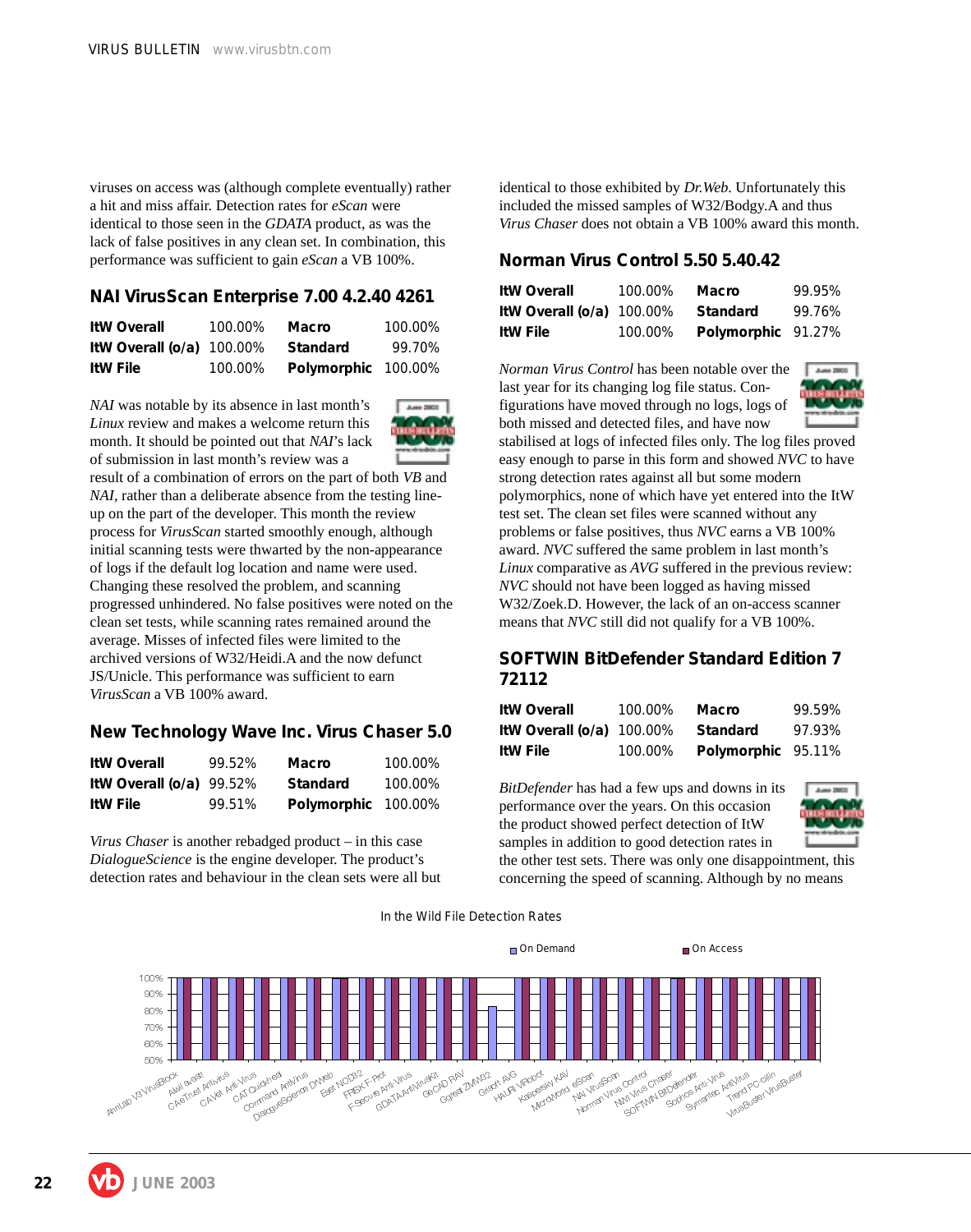viruses on access was (although complete eventually) rather a hit and miss affair. Detection rates for *eScan* were identical to those seen in the *GDATA* product, as was the lack of false positives in any clean set. In combination, this performance was sufficient to gain *eScan* a VB 100%.

## NAI VirusScan Enterprise 7.00 4.2.40 4261

| | | | |
|---|---|---|---|
| **ItW Overall** | 100.00% | **Macro** | 100.00% |
| **ItW Overall (o/a)** | 100.00% | **Standard** | 99.70% |
| **ItW File** | 100.00% | **Polymorphic** | 100.00% |

*NAI* was notable by its absence in last month's *Linux* review and makes a welcome return this month. It should be pointed out that *NAI*'s lack of submission in last month's review was a result of a combination of errors on the part of both *VB* and *NAI*, rather than a deliberate absence from the testing line-up on the part of the developer. This month the review process for *VirusScan* started smoothly enough, although initial scanning tests were thwarted by the non-appearance of logs if the default log location and name were used. Changing these resolved the problem, and scanning progressed unhindered. No false positives were noted on the clean set tests, while scanning rates remained around the average. Misses of infected files were limited to the archived versions of W32/Heidi.A and the now defunct JS/Unicle. This performance was sufficient to earn *VirusScan* a VB 100% award.

## New Technology Wave Inc. Virus Chaser 5.0

| | | | |
|---|---|---|---|
| **ItW Overall** | 99.52% | **Macro** | 100.00% |
| **ItW Overall (o/a)** | 99.52% | **Standard** | 100.00% |
| **ItW File** | 99.51% | **Polymorphic** | 100.00% |

*Virus Chaser* is another rebadged product – in this case *DialogueScience* is the engine developer. The product's detection rates and behaviour in the clean sets were all but identical to those exhibited by *Dr.Web*. Unfortunately this included the missed samples of W32/Bodgy.A and thus *Virus Chaser* does not obtain a VB 100% award this month.

## Norman Virus Control 5.50 5.40.42

| | | | |
|---|---|---|---|
| **ItW Overall** | 100.00% | **Macro** | 99.95% |
| **ItW Overall (o/a)** | 100.00% | **Standard** | 99.76% |
| **ItW File** | 100.00% | **Polymorphic** | 91.27% |

*Norman Virus Control* has been notable over the last year for its changing log file status. Configurations have moved through no logs, logs of both missed and detected files, and have now stabilised at logs of infected files only. The log files proved easy enough to parse in this form and showed *NVC* to have strong detection rates against all but some modern polymorphics, none of which have yet entered into the ItW test set. The clean set files were scanned without any problems or false positives, thus *NVC* earns a VB 100% award. *NVC* suffered the same problem in last month's *Linux* comparative as *AVG* suffered in the previous review: *NVC* should not have been logged as having missed W32/Zoek.D. However, the lack of an on-access scanner means that *NVC* still did not qualify for a VB 100%.

## SOFTWIN BitDefender Standard Edition 7 72112

| | | | |
|---|---|---|---|
| **ItW Overall** | 100.00% | **Macro** | 99.59% |
| **ItW Overall (o/a)** | 100.00% | **Standard** | 97.93% |
| **ItW File** | 100.00% | **Polymorphic** | 95.11% |

*BitDefender* has had a few ups and downs in its performance over the years. On this occasion the product showed perfect detection of ItW samples in addition to good detection rates in the other test sets. There was only one disappointment, this concerning the speed of scanning. Although by no means

In the Wild File Detection Rates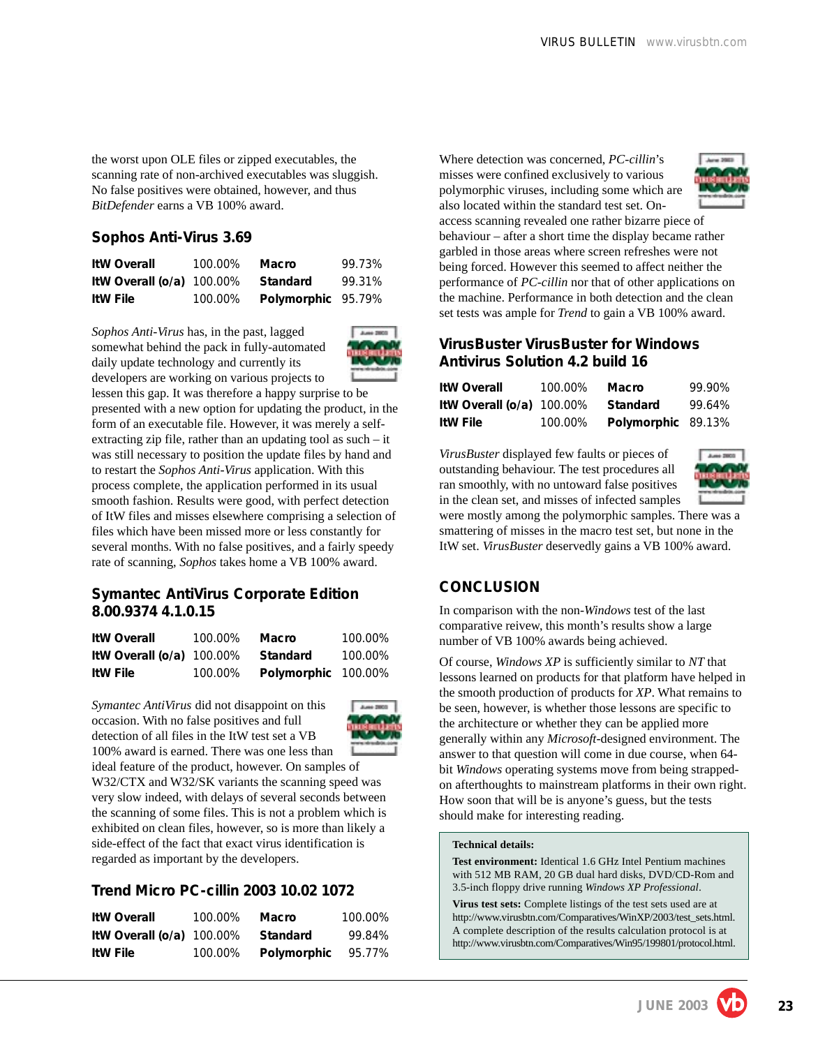the worst upon OLE files or zipped executables, the scanning rate of non-archived executables was sluggish. No false positives were obtained, however, and thus *BitDefender* earns a VB 100% award.

## Sophos Anti-Virus 3.69

| | | | |
|---|---|---|---|
| **ItW Overall** | 100.00% | **Macro** | 99.73% |
| **ItW Overall (o/a)** | 100.00% | **Standard** | 99.31% |
| **ItW File** | 100.00% | **Polymorphic** | 95.79% |

*Sophos Anti-Virus* has, in the past, lagged somewhat behind the pack in fully-automated daily update technology and currently its developers are working on various projects to lessen this gap. It was therefore a happy surprise to be presented with a new option for updating the product, in the form of an executable file. However, it was merely a self-extracting zip file, rather than an updating tool as such – it was still necessary to position the update files by hand and to restart the *Sophos Anti-Virus* application. With this process complete, the application performed in its usual smooth fashion. Results were good, with perfect detection of ItW files and misses elsewhere comprising a selection of files which have been missed more or less constantly for several months. With no false positives, and a fairly speedy rate of scanning, *Sophos* takes home a VB 100% award.

## Symantec AntiVirus Corporate Edition 8.00.9374 4.1.0.15

| | | | |
|---|---|---|---|
| **ItW Overall** | 100.00% | **Macro** | 100.00% |
| **ItW Overall (o/a)** | 100.00% | **Standard** | 100.00% |
| **ItW File** | 100.00% | **Polymorphic** | 100.00% |

*Symantec AntiVirus* did not disappoint on this occasion. With no false positives and full detection of all files in the ItW test set a VB 100% award is earned. There was one less than ideal feature of the product, however. On samples of W32/CTX and W32/SK variants the scanning speed was very slow indeed, with delays of several seconds between the scanning of some files. This is not a problem which is exhibited on clean files, however, so is more than likely a side-effect of the fact that exact virus identification is regarded as important by the developers.

## Trend Micro PC-cillin 2003 10.02 1072

| | | | |
|---|---|---|---|
| **ItW Overall** | 100.00% | **Macro** | 100.00% |
| **ItW Overall (o/a)** | 100.00% | **Standard** | 99.84% |
| **ItW File** | 100.00% | **Polymorphic** | 95.77% |

Where detection was concerned, *PC-cillin*'s misses were confined exclusively to various polymorphic viruses, including some which are also located within the standard test set. On-access scanning revealed one rather bizarre piece of behaviour – after a short time the display became rather garbled in those areas where screen refreshes were not being forced. However this seemed to affect neither the performance of *PC-cillin* nor that of other applications on the machine. Performance in both detection and the clean set tests was ample for *Trend* to gain a VB 100% award.

## VirusBuster VirusBuster for Windows Antivirus Solution 4.2 build 16

| | | | |
|---|---|---|---|
| **ItW Overall** | 100.00% | **Macro** | 99.90% |
| **ItW Overall (o/a)** | 100.00% | **Standard** | 99.64% |
| **ItW File** | 100.00% | **Polymorphic** | 89.13% |

*VirusBuster* displayed few faults or pieces of outstanding behaviour. The test procedures all ran smoothly, with no untoward false positives in the clean set, and misses of infected samples were mostly among the polymorphic samples. There was a smattering of misses in the macro test set, but none in the ItW set. *VirusBuster* deservedly gains a VB 100% award.

## CONCLUSION

In comparison with the non-*Windows* test of the last comparative reivew, this month's results show a large number of VB 100% awards being achieved.

Of course, *Windows XP* is sufficiently similar to *NT* that lessons learned on products for that platform have helped in the smooth production of products for *XP*. What remains to be seen, however, is whether those lessons are specific to the architecture or whether they can be applied more generally within any *Microsoft*-designed environment. The answer to that question will come in due course, when 64-bit *Windows* operating systems move from being strapped-on afterthoughts to mainstream platforms in their own right. How soon that will be is anyone's guess, but the tests should make for interesting reading.

**Technical details:**

**Test environment:** Identical 1.6 GHz Intel Pentium machines with 512 MB RAM, 20 GB dual hard disks, DVD/CD-Rom and 3.5-inch floppy drive running *Windows XP Professional*.

**Virus test sets:** Complete listings of the test sets used are at http://www.virusbtn.com/Comparatives/WinXP/2003/test_sets.html. A complete description of the results calculation protocol is at http://www.virusbtn.com/Comparatives/Win95/199801/protocol.html.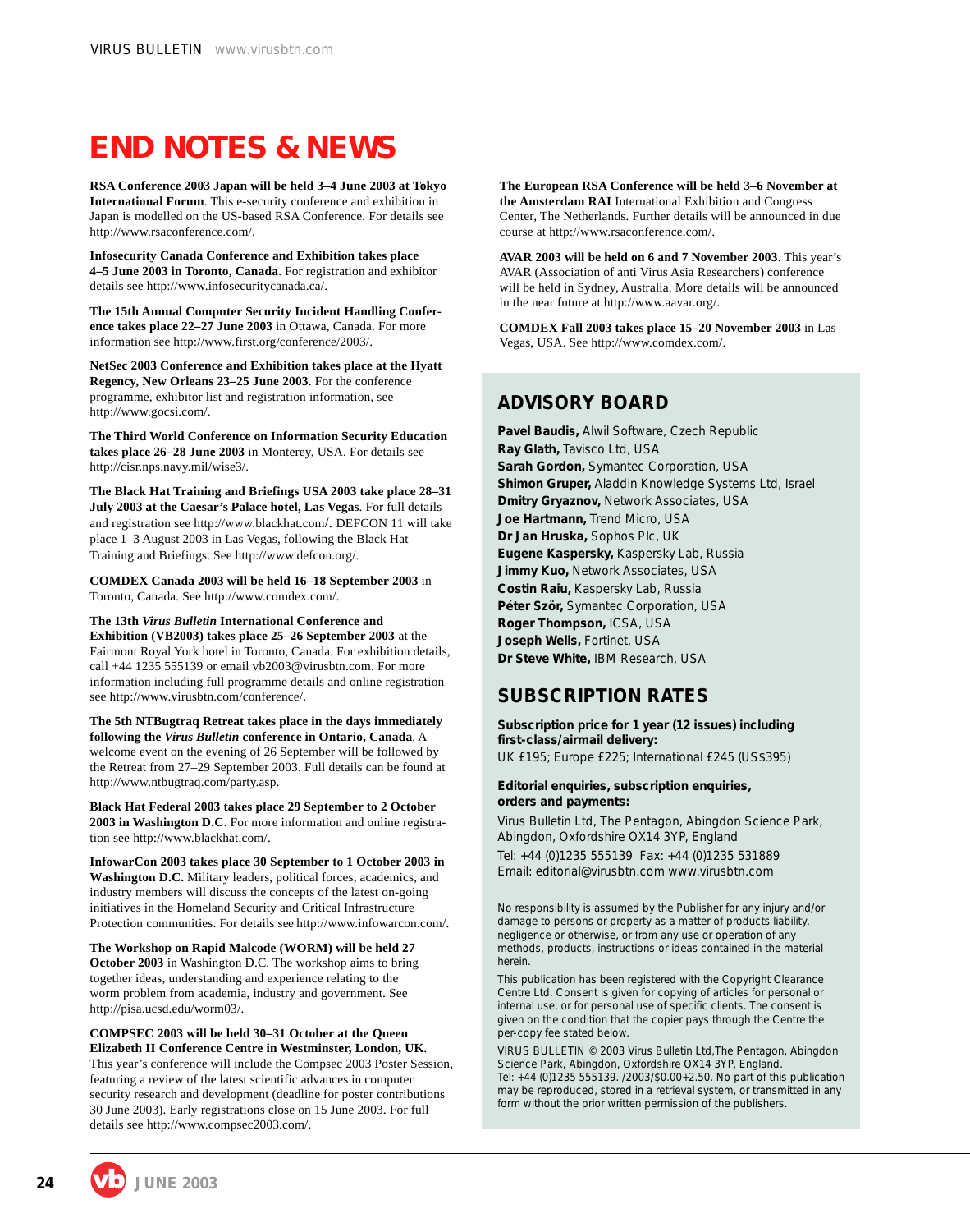# END NOTES & NEWS

**RSA Conference 2003 Japan will be held 3–4 June 2003 at Tokyo International Forum**. This e-security conference and exhibition in Japan is modelled on the US-based RSA Conference. For details see http://www.rsaconference.com/.

**Infosecurity Canada Conference and Exhibition takes place 4–5 June 2003 in Toronto, Canada**. For registration and exhibitor details see http://www.infosecuritycanada.ca/.

**The 15th Annual Computer Security Incident Handling Conference takes place 22–27 June 2003** in Ottawa, Canada. For more information see http://www.first.org/conference/2003/.

**NetSec 2003 Conference and Exhibition takes place at the Hyatt Regency, New Orleans 23–25 June 2003**. For the conference programme, exhibitor list and registration information, see http://www.gocsi.com/.

**The Third World Conference on Information Security Education takes place 26–28 June 2003** in Monterey, USA. For details see http://cisr.nps.navy.mil/wise3/.

**The Black Hat Training and Briefings USA 2003 take place 28–31 July 2003 at the Caesar's Palace hotel, Las Vegas**. For full details and registration see http://www.blackhat.com/. DEFCON 11 will take place 1–3 August 2003 in Las Vegas, following the Black Hat Training and Briefings. See http://www.defcon.org/.

**COMDEX Canada 2003 will be held 16–18 September 2003** in Toronto, Canada. See http://www.comdex.com/.

**The 13th *Virus Bulletin* International Conference and Exhibition (VB2003) takes place 25–26 September 2003** at the Fairmont Royal York hotel in Toronto, Canada. For exhibition details, call +44 1235 555139 or email vb2003@virusbtn.com. For more information including full programme details and online registration see http://www.virusbtn.com/conference/.

**The 5th NTBugtraq Retreat takes place in the days immediately following the *Virus Bulletin* conference in Ontario, Canada**. A welcome event on the evening of 26 September will be followed by the Retreat from 27–29 September 2003. Full details can be found at http://www.ntbugtraq.com/party.asp.

**Black Hat Federal 2003 takes place 29 September to 2 October 2003 in Washington D.C**. For more information and online registration see http://www.blackhat.com/.

**InfowarCon 2003 takes place 30 September to 1 October 2003 in Washington D.C.** Military leaders, political forces, academics, and industry members will discuss the concepts of the latest on-going initiatives in the Homeland Security and Critical Infrastructure Protection communities. For details see http://www.infowarcon.com/.

**The Workshop on Rapid Malcode (WORM) will be held 27 October 2003** in Washington D.C. The workshop aims to bring together ideas, understanding and experience relating to the worm problem from academia, industry and government. See http://pisa.ucsd.edu/worm03/.

**COMPSEC 2003 will be held 30–31 October at the Queen Elizabeth II Conference Centre in Westminster, London, UK**. This year's conference will include the Compsec 2003 Poster Session, featuring a review of the latest scientific advances in computer security research and development (deadline for poster contributions 30 June 2003). Early registrations close on 15 June 2003. For full details see http://www.compsec2003.com/.

**The European RSA Conference will be held 3–6 November at the Amsterdam RAI** International Exhibition and Congress Center, The Netherlands. Further details will be announced in due course at http://www.rsaconference.com/.

**AVAR 2003 will be held on 6 and 7 November 2003**. This year's AVAR (Association of anti Virus Asia Researchers) conference will be held in Sydney, Australia. More details will be announced in the near future at http://www.aavar.org/.

**COMDEX Fall 2003 takes place 15–20 November 2003** in Las Vegas, USA. See http://www.comdex.com/.

## ADVISORY BOARD

**Pavel Baudis,** Alwil Software, Czech Republic
**Ray Glath,** Tavisco Ltd, USA
**Sarah Gordon,** Symantec Corporation, USA
**Shimon Gruper,** Aladdin Knowledge Systems Ltd, Israel
**Dmitry Gryaznov,** Network Associates, USA
**Joe Hartmann,** Trend Micro, USA
**Dr Jan Hruska,** Sophos Plc, UK
**Eugene Kaspersky,** Kaspersky Lab, Russia
**Jimmy Kuo,** Network Associates, USA
**Costin Raiu,** Kaspersky Lab, Russia
**Péter Ször,** Symantec Corporation, USA
**Roger Thompson,** ICSA, USA
**Joseph Wells,** Fortinet, USA
**Dr Steve White,** IBM Research, USA

## SUBSCRIPTION RATES

**Subscription price for 1 year (12 issues) including first-class/airmail delivery:**
UK £195; Europe £225; International £245 (US$395)

**Editorial enquiries, subscription enquiries, orders and payments:**

Virus Bulletin Ltd, The Pentagon, Abingdon Science Park, Abingdon, Oxfordshire OX14 3YP, England

Tel: +44 (0)1235 555139 Fax: +44 (0)1235 531889
Email: editorial@virusbtn.com www.virusbtn.com

No responsibility is assumed by the Publisher for any injury and/or damage to persons or property as a matter of products liability, negligence or otherwise, or from any use or operation of any methods, products, instructions or ideas contained in the material herein.

This publication has been registered with the Copyright Clearance Centre Ltd. Consent is given for copying of articles for personal or internal use, or for personal use of specific clients. The consent is given on the condition that the copier pays through the Centre the per-copy fee stated below.

VIRUS BULLETIN © 2003 Virus Bulletin Ltd,The Pentagon, Abingdon Science Park, Abingdon, Oxfordshire OX14 3YP, England.
Tel: +44 (0)1235 555139. /2003/$0.00+2.50. No part of this publication may be reproduced, stored in a retrieval system, or transmitted in any form without the prior written permission of the publishers.